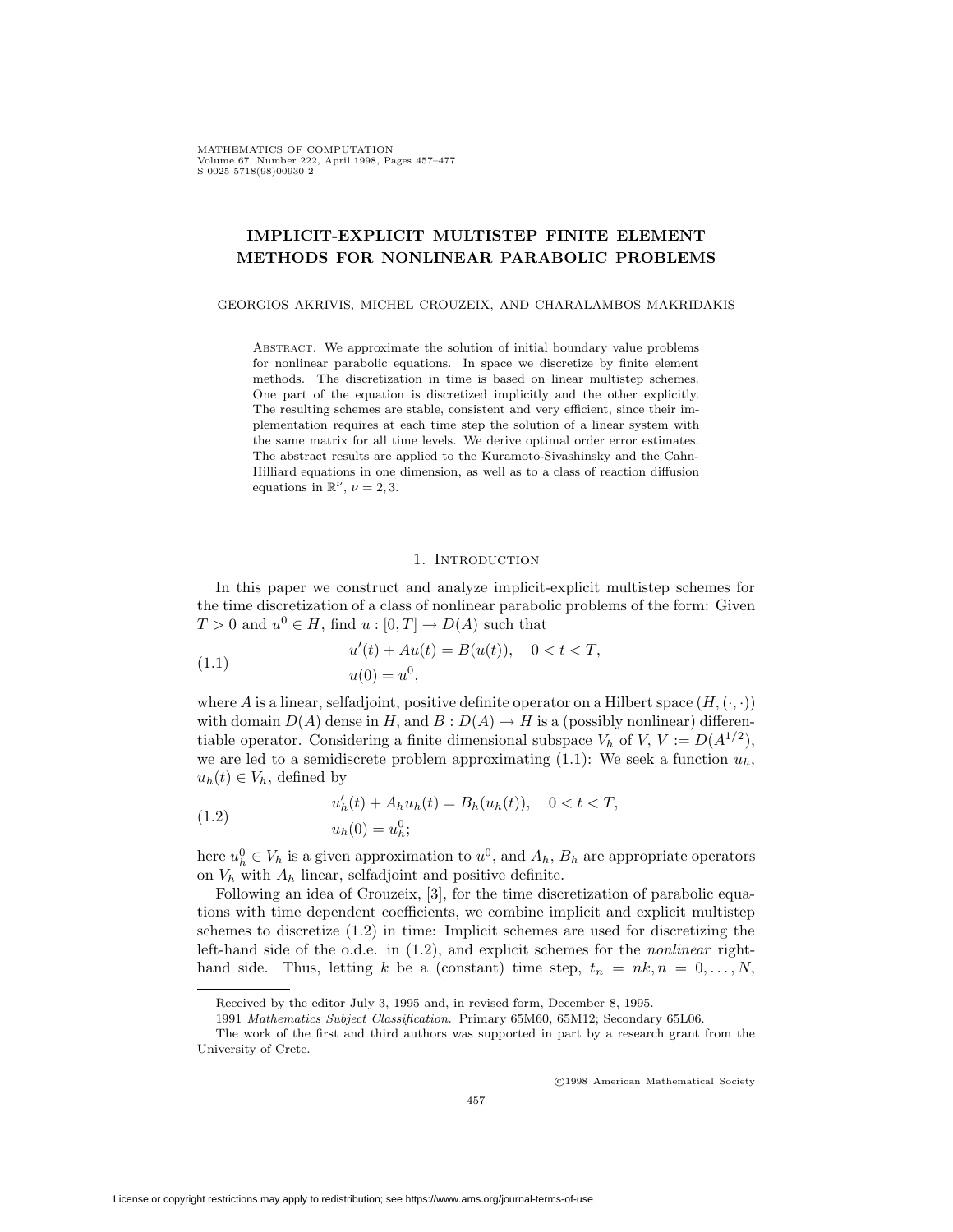# IMPLICIT-EXPLICIT MULTISTEP FINITE ELEMENT METHODS FOR NONLINEAR PARABOLIC PROBLEMS

GEORGIOS AKRIVIS, MICHEL CROUZEIX, AND CHARALAMBOS MAKRIDAKIS

Abstract. We approximate the solution of initial boundary value problems for nonlinear parabolic equations. In space we discretize by finite element methods. The discretization in time is based on linear multistep schemes. One part of the equation is discretized implicitly and the other explicitly. The resulting schemes are stable, consistent and very efficient, since their implementation requires at each time step the solution of a linear system with the same matrix for all time levels. We derive optimal order error estimates. The abstract results are applied to the Kuramoto-Sivashinsky and the Cahn-Hilliard equations in one dimension, as well as to a class of reaction diffusion equations in $\mathbb{R}^\nu$, $\nu = 2, 3$.

## 1. Introduction

In this paper we construct and analyze implicit-explicit multistep schemes for the time discretization of a class of nonlinear parabolic problems of the form: Given $T > 0$ and $u^0 \in H$, find $u : [0, T] \to D(A)$ such that

$$
\begin{aligned}
&u'(t) + Au(t) = B(u(t)), \quad 0 < t < T, \\
&u(0) = u^0,
\end{aligned}
\tag{1.1}
$$

where $A$ is a linear, selfadjoint, positive definite operator on a Hilbert space $(H, (\cdot, \cdot))$ with domain $D(A)$ dense in $H$, and $B : D(A) \to H$ is a (possibly nonlinear) differentiable operator. Considering a finite dimensional subspace $V_h$ of $V$, $V := D(A^{1/2})$, we are led to a semidiscrete problem approximating (1.1): We seek a function $u_h$, $u_h(t) \in V_h$, defined by

$$
\begin{aligned}
&u_h'(t) + A_h u_h(t) = B_h(u_h(t)), \quad 0 < t < T, \\
&u_h(0) = u_h^0;
\end{aligned}
\tag{1.2}
$$

here $u_h^0 \in V_h$ is a given approximation to $u^0$, and $A_h$, $B_h$ are appropriate operators on $V_h$ with $A_h$ linear, selfadjoint and positive definite.

Following an idea of Crouzeix, [3], for the time discretization of parabolic equations with time dependent coefficients, we combine implicit and explicit multistep schemes to discretize (1.2) in time: Implicit schemes are used for discretizing the left-hand side of the o.d.e. in (1.2), and explicit schemes for the *nonlinear* right-hand side. Thus, letting $k$ be a (constant) time step, $t_n = nk, n = 0, \dots, N,$

---

Received by the editor July 3, 1995 and, in revised form, December 8, 1995.

1991 *Mathematics Subject Classification.* Primary 65M60, 65M12; Secondary 65L06.

The work of the first and third authors was supported in part by a research grant from the University of Crete.

©1998 American Mathematical Society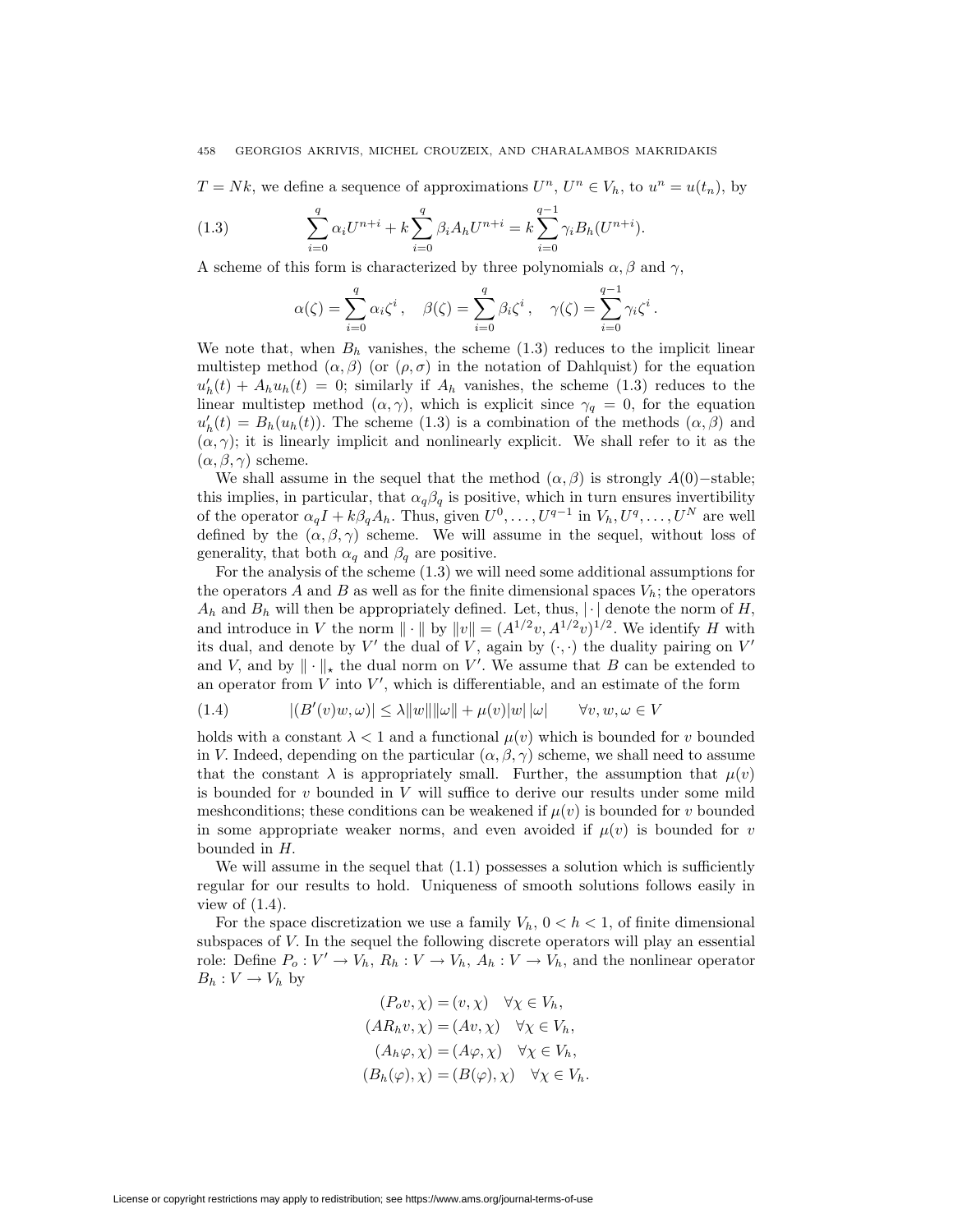$T = Nk$, we define a sequence of approximations $U^n$, $U^n \in V_h$, to $u^n = u(t_n)$, by

$$\sum_{i=0}^{q} \alpha_i U^{n+i} + k \sum_{i=0}^{q} \beta_i A_h U^{n+i} = k \sum_{i=0}^{q-1} \gamma_i B_h(U^{n+i}). \tag{1.3}$$

A scheme of this form is characterized by three polynomials $\alpha, \beta$ and $\gamma$,

$$\alpha(\zeta) = \sum_{i=0}^{q} \alpha_i \zeta^i, \quad \beta(\zeta) = \sum_{i=0}^{q} \beta_i \zeta^i, \quad \gamma(\zeta) = \sum_{i=0}^{q-1} \gamma_i \zeta^i.$$

We note that, when $B_h$ vanishes, the scheme (1.3) reduces to the implicit linear multistep method $(\alpha, \beta)$ (or $(\rho, \sigma)$ in the notation of Dahlquist) for the equation $u_h'(t) + A_h u_h(t) = 0$; similarly if $A_h$ vanishes, the scheme (1.3) reduces to the linear multistep method $(\alpha, \gamma)$, which is explicit since $\gamma_q = 0$, for the equation $u_h'(t) = B_h(u_h(t))$. The scheme (1.3) is a combination of the methods $(\alpha, \beta)$ and $(\alpha, \gamma)$; it is linearly implicit and nonlinearly explicit. We shall refer to it as the $(\alpha, \beta, \gamma)$ scheme.

We shall assume in the sequel that the method $(\alpha, \beta)$ is strongly $A(0)-$stable; this implies, in particular, that $\alpha_q \beta_q$ is positive, which in turn ensures invertibility of the operator $\alpha_q I + k\beta_q A_h$. Thus, given $U^0, \ldots, U^{q-1}$ in $V_h, U^q, \ldots, U^N$ are well defined by the $(\alpha, \beta, \gamma)$ scheme. We will assume in the sequel, without loss of generality, that both $\alpha_q$ and $\beta_q$ are positive.

For the analysis of the scheme (1.3) we will need some additional assumptions for the operators $A$ and $B$ as well as for the finite dimensional spaces $V_h$; the operators $A_h$ and $B_h$ will then be appropriately defined. Let, thus, $|\cdot|$ denote the norm of $H$, and introduce in $V$ the norm $\|\cdot\|$ by $\|v\| = (A^{1/2}v, A^{1/2}v)^{1/2}$. We identify $H$ with its dual, and denote by $V'$ the dual of $V$, again by $(\cdot, \cdot)$ the duality pairing on $V'$ and $V$, and by $\|\cdot\|_\star$ the dual norm on $V'$. We assume that $B$ can be extended to an operator from $V$ into $V'$, which is differentiable, and an estimate of the form

$$|(B'(v)w, \omega)| \le \lambda \|w\| \|\omega\| + \mu(v)|w|\,|\omega| \qquad \forall v, w, \omega \in V \tag{1.4}$$

holds with a constant $\lambda < 1$ and a functional $\mu(v)$ which is bounded for $v$ bounded in $V$. Indeed, depending on the particular $(\alpha, \beta, \gamma)$ scheme, we shall need to assume that the constant $\lambda$ is appropriately small. Further, the assumption that $\mu(v)$ is bounded for $v$ bounded in $V$ will suffice to derive our results under some mild meshconditions; these conditions can be weakened if $\mu(v)$ is bounded for $v$ bounded in some appropriate weaker norms, and even avoided if $\mu(v)$ is bounded for $v$ bounded in $H$.

We will assume in the sequel that (1.1) possesses a solution which is sufficiently regular for our results to hold. Uniqueness of smooth solutions follows easily in view of (1.4).

For the space discretization we use a family $V_h$, $0 < h < 1$, of finite dimensional subspaces of $V$. In the sequel the following discrete operators will play an essential role: Define $P_o : V' \to V_h$, $R_h : V \to V_h$, $A_h : V \to V_h$, and the nonlinear operator $B_h : V \to V_h$ by

$$\begin{aligned}
(P_o v, \chi) &= (v, \chi) \quad \forall \chi \in V_h, \\
(AR_h v, \chi) &= (Av, \chi) \quad \forall \chi \in V_h, \\
(A_h \varphi, \chi) &= (A\varphi, \chi) \quad \forall \chi \in V_h, \\
(B_h(\varphi), \chi) &= (B(\varphi), \chi) \quad \forall \chi \in V_h.
\end{aligned}$$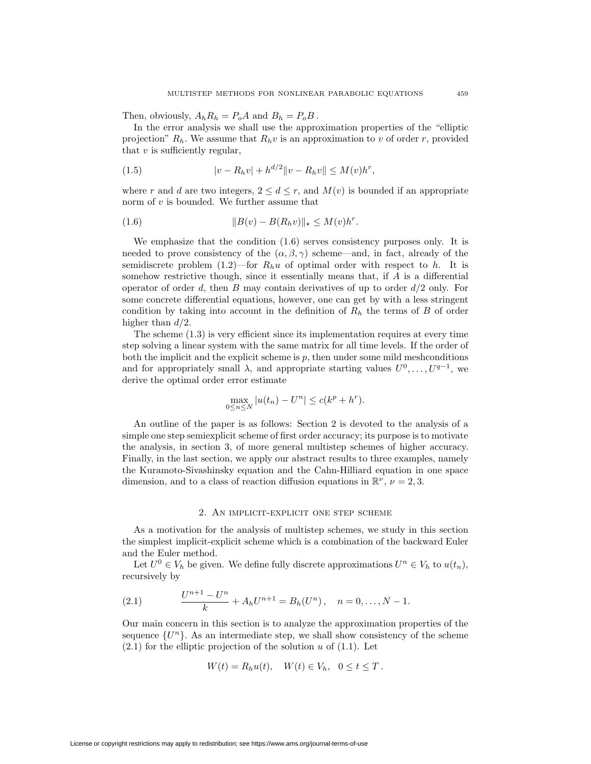Then, obviously, $A_h R_h = P_o A$ and $B_h = P_o B$.

In the error analysis we shall use the approximation properties of the "elliptic projection" $R_h$. We assume that $R_h v$ is an approximation to $v$ of order $r$, provided that $v$ is sufficiently regular,

$$|v - R_h v| + h^{d/2}\|v - R_h v\| \le M(v)h^r, \tag{1.5}$$

where $r$ and $d$ are two integers, $2 \le d \le r$, and $M(v)$ is bounded if an appropriate norm of $v$ is bounded. We further assume that

$$\|B(v) - B(R_h v)\|_\star \le M(v)h^r. \tag{1.6}$$

We emphasize that the condition (1.6) serves consistency purposes only. It is needed to prove consistency of the $(\alpha, \beta, \gamma)$ scheme—and, in fact, already of the semidiscrete problem (1.2)—for $R_h u$ of optimal order with respect to $h$. It is somehow restrictive though, since it essentially means that, if $A$ is a differential operator of order $d$, then $B$ may contain derivatives of up to order $d/2$ only. For some concrete differential equations, however, one can get by with a less stringent condition by taking into account in the definition of $R_h$ the terms of $B$ of order higher than $d/2$.

The scheme (1.3) is very efficient since its implementation requires at every time step solving a linear system with the same matrix for all time levels. If the order of both the implicit and the explicit scheme is $p$, then under some mild meshconditions and for appropriately small $\lambda$, and appropriate starting values $U^0, \dots, U^{q-1}$, we derive the optimal order error estimate

$$\max_{0 \le n \le N} |u(t_n) - U^n| \le c(k^p + h^r).$$

An outline of the paper is as follows: Section 2 is devoted to the analysis of a simple one step semiexplicit scheme of first order accuracy; its purpose is to motivate the analysis, in section 3, of more general multistep schemes of higher accuracy. Finally, in the last section, we apply our abstract results to three examples, namely the Kuramoto-Sivashinsky equation and the Cahn-Hilliard equation in one space dimension, and to a class of reaction diffusion equations in $\mathbb{R}^\nu$, $\nu = 2, 3$.

## 2. An implicit-explicit one step scheme

As a motivation for the analysis of multistep schemes, we study in this section the simplest implicit-explicit scheme which is a combination of the backward Euler and the Euler method.

Let $U^0 \in V_h$ be given. We define fully discrete approximations $U^n \in V_h$ to $u(t_n)$, recursively by

$$\frac{U^{n+1} - U^n}{k} + A_h U^{n+1} = B_h(U^n), \quad n = 0, \dots, N-1. \tag{2.1}$$

Our main concern in this section is to analyze the approximation properties of the sequence $\{U^n\}$. As an intermediate step, we shall show consistency of the scheme (2.1) for the elliptic projection of the solution $u$ of (1.1). Let

$$W(t) = R_h u(t), \quad W(t) \in V_h, \quad 0 \le t \le T.$$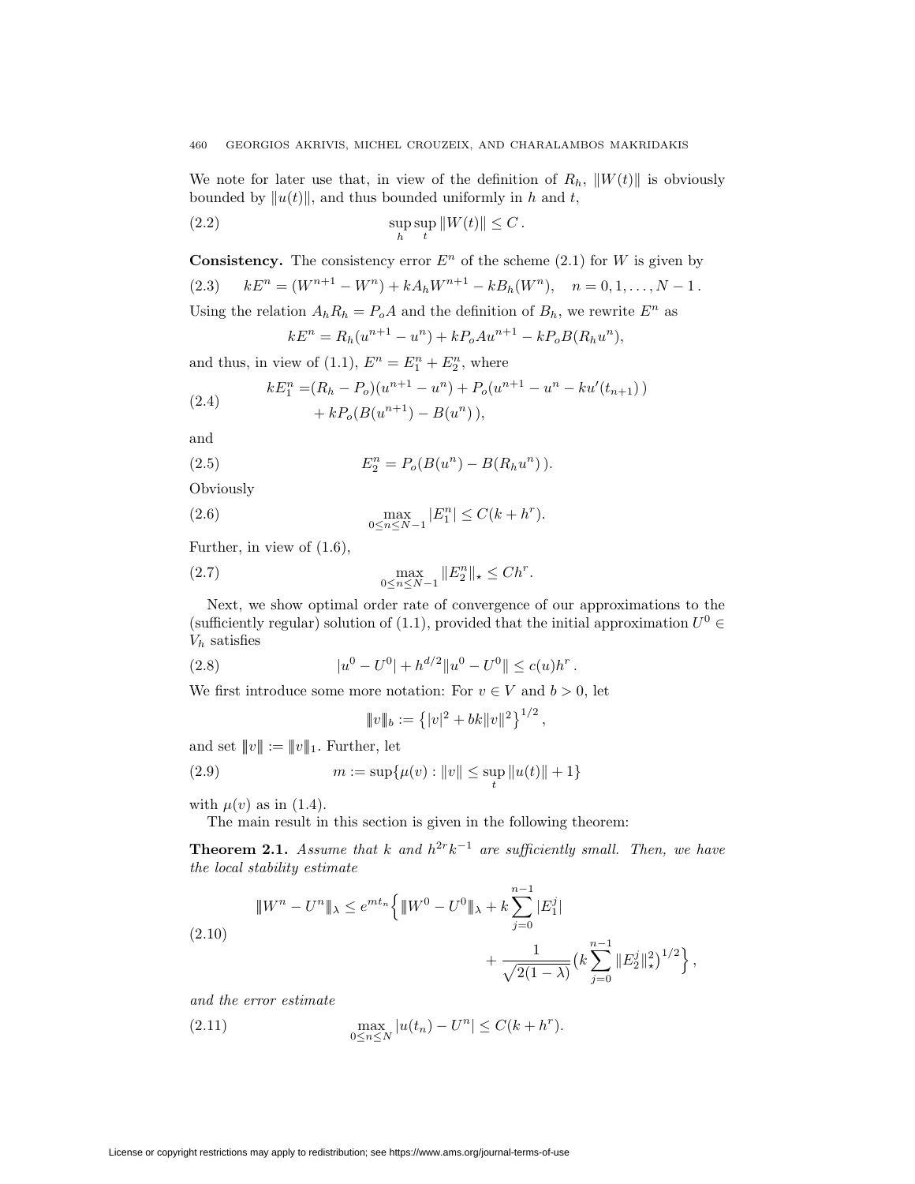We note for later use that, in view of the definition of $R_h$, $\|W(t)\|$ is obviously bounded by $\|u(t)\|$, and thus bounded uniformly in $h$ and $t$,

$$\sup_h \sup_t \|W(t)\| \leq C\,. \tag{2.2}$$

**Consistency.** The consistency error $E^n$ of the scheme (2.1) for $W$ is given by

$$kE^n = (W^{n+1} - W^n) + kA_h W^{n+1} - kB_h(W^n), \quad n = 0, 1, \dots, N-1\,. \tag{2.3}$$

Using the relation $A_h R_h = P_o A$ and the definition of $B_h$, we rewrite $E^n$ as

$$kE^n = R_h(u^{n+1} - u^n) + kP_o A u^{n+1} - kP_o B(R_h u^n),$$

and thus, in view of (1.1), $E^n = E_1^n + E_2^n$, where

$$\begin{aligned} kE_1^n =& (R_h - P_o)(u^{n+1} - u^n) + P_o(u^{n+1} - u^n - ku'(t_{n+1})\,) \\ &+ kP_o(B(u^{n+1}) - B(u^n)\,), \end{aligned} \tag{2.4}$$

and

$$E_2^n = P_o(B(u^n) - B(R_h u^n)\,). \tag{2.5}$$

Obviously

$$\max_{0 \leq n \leq N-1} |E_1^n| \leq C(k + h^r). \tag{2.6}$$

Further, in view of (1.6),

$$\max_{0 \leq n \leq N-1} \|E_2^n\|_\star \leq Ch^r. \tag{2.7}$$

Next, we show optimal order rate of convergence of our approximations to the (sufficiently regular) solution of (1.1), provided that the initial approximation $U^0 \in V_h$ satisfies

$$|u^0 - U^0| + h^{d/2}\|u^0 - U^0\| \leq c(u)h^r\,. \tag{2.8}$$

We first introduce some more notation: For $v \in V$ and $b > 0$, let

$$|\!|\!| v |\!|\!|_b := \left\{ |v|^2 + bk\|v\|^2 \right\}^{1/2},$$

and set $|\!|\!| v |\!|\!| := |\!|\!| v |\!|\!|_1$. Further, let

$$m := \sup\{\mu(v) : \|v\| \leq \sup_t \|u(t)\| + 1\} \tag{2.9}$$

with $\mu(v)$ as in (1.4).

The main result in this section is given in the following theorem:

**Theorem 2.1.** *Assume that $k$ and $h^{2r}k^{-1}$ are sufficiently small. Then, we have the local stability estimate*

$$\begin{aligned} |\!|\!| W^n - U^n |\!|\!|_\lambda \leq e^{mt_n} \Big\{ &|\!|\!| W^0 - U^0 |\!|\!|_\lambda + k\sum_{j=0}^{n-1} |E_1^j| \\ &+ \frac{1}{\sqrt{2(1-\lambda)}} \big(k \sum_{j=0}^{n-1} \|E_2^j\|_\star^2\big)^{1/2} \Big\}, \end{aligned} \tag{2.10}$$

*and the error estimate*

$$\max_{0 \leq n \leq N} |u(t_n) - U^n| \leq C(k + h^r). \tag{2.11}$$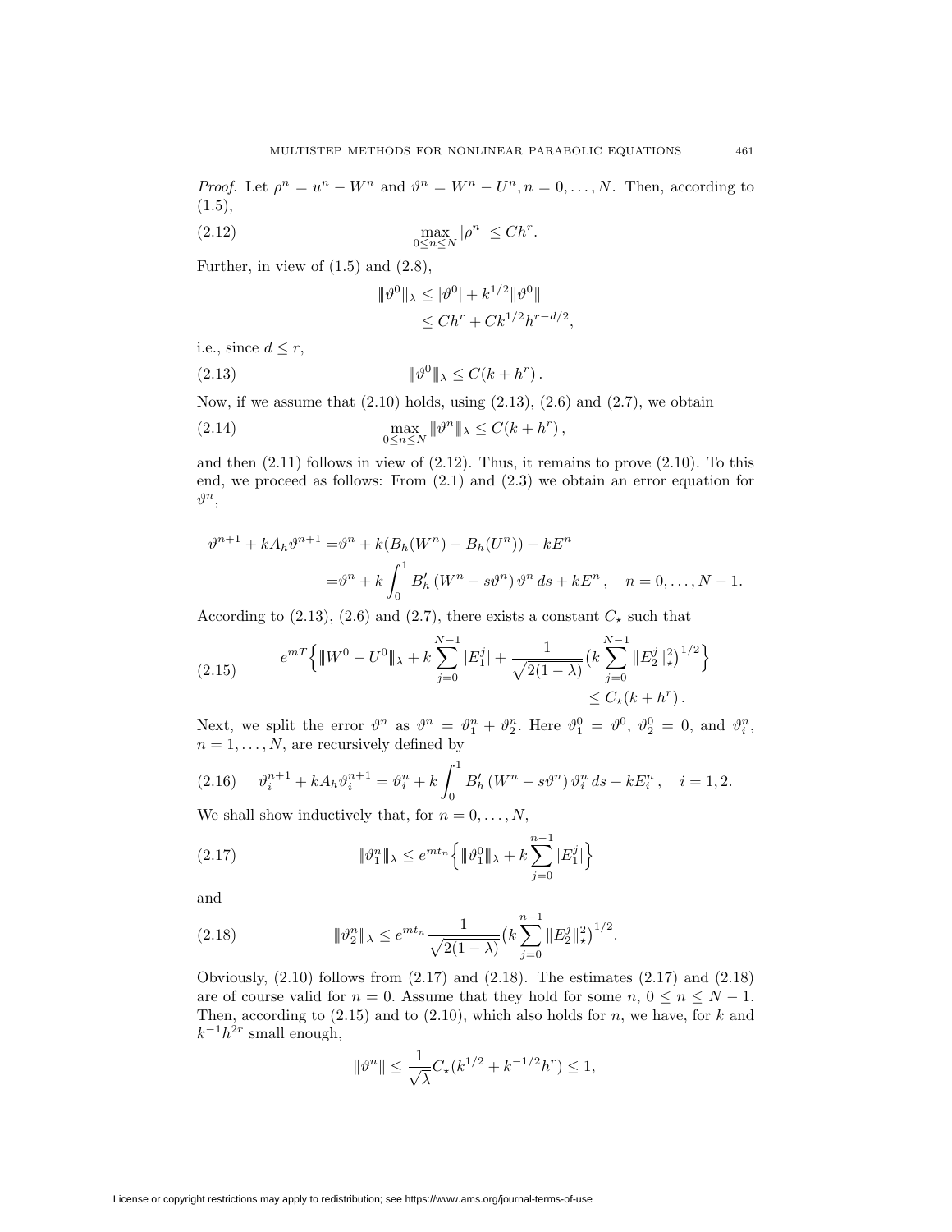*Proof.* Let $\rho^n = u^n - W^n$ and $\vartheta^n = W^n - U^n, n = 0, \dots, N$. Then, according to (1.5),

$$\max_{0 \le n \le N} |\rho^n| \le C h^r. \tag{2.12}$$

Further, in view of (1.5) and (2.8),

$$\begin{aligned} |\!|\!| \vartheta^0 |\!|\!|_\lambda &\le |\vartheta^0| + k^{1/2} \|\vartheta^0\| \\ &\le C h^r + C k^{1/2} h^{r - d/2}, \end{aligned}$$

i.e., since $d \le r$,

$$|\!|\!| \vartheta^0 |\!|\!|_\lambda \le C(k + h^r)\,. \tag{2.13}$$

Now, if we assume that (2.10) holds, using (2.13), (2.6) and (2.7), we obtain

$$\max_{0 \le n \le N} |\!|\!| \vartheta^n |\!|\!|_\lambda \le C(k + h^r)\,, \tag{2.14}$$

and then (2.11) follows in view of (2.12). Thus, it remains to prove (2.10). To this end, we proceed as follows: From (2.1) and (2.3) we obtain an error equation for $\vartheta^n$,

$$\begin{aligned} \vartheta^{n+1} + k A_h \vartheta^{n+1} =& \vartheta^n + k(B_h(W^n) - B_h(U^n)) + k E^n \\ =& \vartheta^n + k \int_0^1 B_h' \left(W^n - s\vartheta^n\right) \vartheta^n \, ds + k E^n\,, \quad n = 0, \dots, N-1. \end{aligned}$$

According to (2.13), (2.6) and (2.7), there exists a constant $C_\star$ such that

$$\begin{aligned} e^{mT} \Big\{ |\!|\!| W^0 - U^0 |\!|\!|_\lambda + k \sum_{j=0}^{N-1} |E_1^j| + \frac{1}{\sqrt{2(1-\lambda)}} \big( k \sum_{j=0}^{N-1} \|E_2^j\|_\star^2 \big)^{1/2} \Big\} \\ \le C_\star (k + h^r)\,. \end{aligned} \tag{2.15}$$

Next, we split the error $\vartheta^n$ as $\vartheta^n = \vartheta_1^n + \vartheta_2^n$. Here $\vartheta_1^0 = \vartheta^0$, $\vartheta_2^0 = 0$, and $\vartheta_i^n$, $n = 1, \dots, N$, are recursively defined by

$$\vartheta_i^{n+1} + k A_h \vartheta_i^{n+1} = \vartheta_i^n + k \int_0^1 B_h' \left(W^n - s\vartheta^n\right) \vartheta_i^n \, ds + k E_i^n\,, \quad i = 1, 2. \tag{2.16}$$

We shall show inductively that, for $n = 0, \dots, N$,

$$|\!|\!| \vartheta_1^n |\!|\!|_\lambda \le e^{m t_n} \Big\{ |\!|\!| \vartheta_1^0 |\!|\!|_\lambda + k \sum_{j=0}^{n-1} |E_1^j| \Big\} \tag{2.17}$$

and

$$|\!|\!| \vartheta_2^n |\!|\!|_\lambda \le e^{m t_n} \frac{1}{\sqrt{2(1-\lambda)}} \big( k \sum_{j=0}^{n-1} \|E_2^j\|_\star^2 \big)^{1/2}. \tag{2.18}$$

Obviously, (2.10) follows from (2.17) and (2.18). The estimates (2.17) and (2.18) are of course valid for $n = 0$. Assume that they hold for some $n$, $0 \le n \le N-1$. Then, according to (2.15) and to (2.10), which also holds for $n$, we have, for $k$ and $k^{-1} h^{2r}$ small enough,

$$\|\vartheta^n\| \le \frac{1}{\sqrt{\lambda}} C_\star (k^{1/2} + k^{-1/2} h^r) \le 1,$$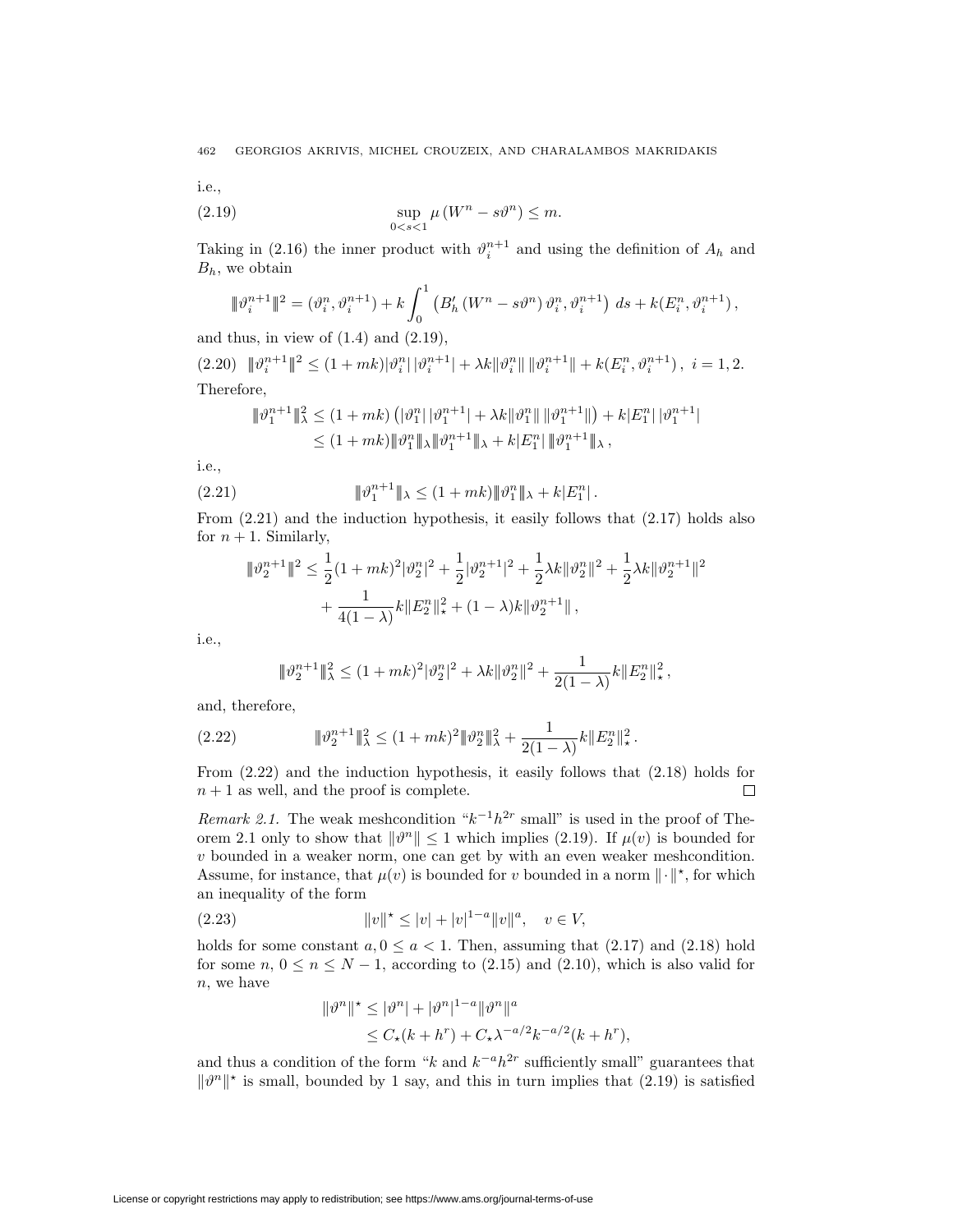i.e.,

$$\sup_{0<s<1} \mu\left(W^n - s\vartheta^n\right) \le m. \tag{2.19}$$

Taking in (2.16) the inner product with $\vartheta_i^{n+1}$ and using the definition of $A_h$ and $B_h$, we obtain

$$|\!|\!| \vartheta_i^{n+1} |\!|\!|^2 = (\vartheta_i^n, \vartheta_i^{n+1}) + k\int_0^1 \left(B_h'\left(W^n - s\vartheta^n\right)\vartheta_i^n, \vartheta_i^{n+1}\right)\,ds + k(E_i^n, \vartheta_i^{n+1}),$$

and thus, in view of (1.4) and (2.19),

$$|\!|\!| \vartheta_i^{n+1} |\!|\!|^2 \le (1+mk)|\vartheta_i^n|\,|\vartheta_i^{n+1}| + \lambda k\|\vartheta_i^n\|\,\|\vartheta_i^{n+1}\| + k(E_i^n, \vartheta_i^{n+1}), \quad i=1,2. \tag{2.20}$$

Therefore,

$$\begin{aligned}
|\!|\!| \vartheta_1^{n+1} |\!|\!|_\lambda^2 &\le (1+mk)\left(|\vartheta_1^n|\,|\vartheta_1^{n+1}| + \lambda k\|\vartheta_1^n\|\,\|\vartheta_1^{n+1}\|\right) + k|E_1^n|\,|\vartheta_1^{n+1}| \\
&\le (1+mk)|\!|\!|\vartheta_1^n|\!|\!|_\lambda |\!|\!|\vartheta_1^{n+1}|\!|\!|_\lambda + k|E_1^n|\,|\!|\!|\vartheta_1^{n+1}|\!|\!|_\lambda,
\end{aligned}$$

i.e.,

$$|\!|\!|\vartheta_1^{n+1}|\!|\!|_\lambda \le (1+mk)|\!|\!|\vartheta_1^n|\!|\!|_\lambda + k|E_1^n|. \tag{2.21}$$

From (2.21) and the induction hypothesis, it easily follows that (2.17) holds also for $n+1$. Similarly,

$$\begin{aligned}
|\!|\!|\vartheta_2^{n+1}|\!|\!|^2 &\le \frac{1}{2}(1+mk)^2|\vartheta_2^n|^2 + \frac{1}{2}|\vartheta_2^{n+1}|^2 + \frac{1}{2}\lambda k\|\vartheta_2^n\|^2 + \frac{1}{2}\lambda k\|\vartheta_2^{n+1}\|^2 \\
&\quad + \frac{1}{4(1-\lambda)}k\|E_2^n\|_\star^2 + (1-\lambda)k\|\vartheta_2^{n+1}\|,
\end{aligned}$$

i.e.,

$$|\!|\!|\vartheta_2^{n+1}|\!|\!|_\lambda^2 \le (1+mk)^2|\vartheta_2^n|^2 + \lambda k\|\vartheta_2^n\|^2 + \frac{1}{2(1-\lambda)}k\|E_2^n\|_\star^2,$$

and, therefore,

$$|\!|\!|\vartheta_2^{n+1}|\!|\!|_\lambda^2 \le (1+mk)^2|\!|\!|\vartheta_2^n|\!|\!|_\lambda^2 + \frac{1}{2(1-\lambda)}k\|E_2^n\|_\star^2. \tag{2.22}$$

From (2.22) and the induction hypothesis, it easily follows that (2.18) holds for $n+1$ as well, and the proof is complete. ∎

*Remark 2.1.* The weak meshcondition "$k^{-1}h^{2r}$ small" is used in the proof of Theorem 2.1 only to show that $\|\vartheta^n\| \le 1$ which implies (2.19). If $\mu(v)$ is bounded for $v$ bounded in a weaker norm, one can get by with an even weaker meshcondition. Assume, for instance, that $\mu(v)$ is bounded for $v$ bounded in a norm $\|\cdot\|^\star$, for which an inequality of the form

$$\|v\|^\star \le |v| + |v|^{1-a}\|v\|^a, \quad v \in V, \tag{2.23}$$

holds for some constant $a, 0 \le a < 1$. Then, assuming that (2.17) and (2.18) hold for some $n$, $0 \le n \le N-1$, according to (2.15) and (2.10), which is also valid for $n$, we have

$$\begin{aligned}
\|\vartheta^n\|^\star &\le |\vartheta^n| + |\vartheta^n|^{1-a}\|\vartheta^n\|^a \\
&\le C_\star(k+h^r) + C_\star\lambda^{-a/2}k^{-a/2}(k+h^r),
\end{aligned}$$

and thus a condition of the form "$k$ and $k^{-a}h^{2r}$ sufficiently small" guarantees that $\|\vartheta^n\|^\star$ is small, bounded by 1 say, and this in turn implies that (2.19) is satisfied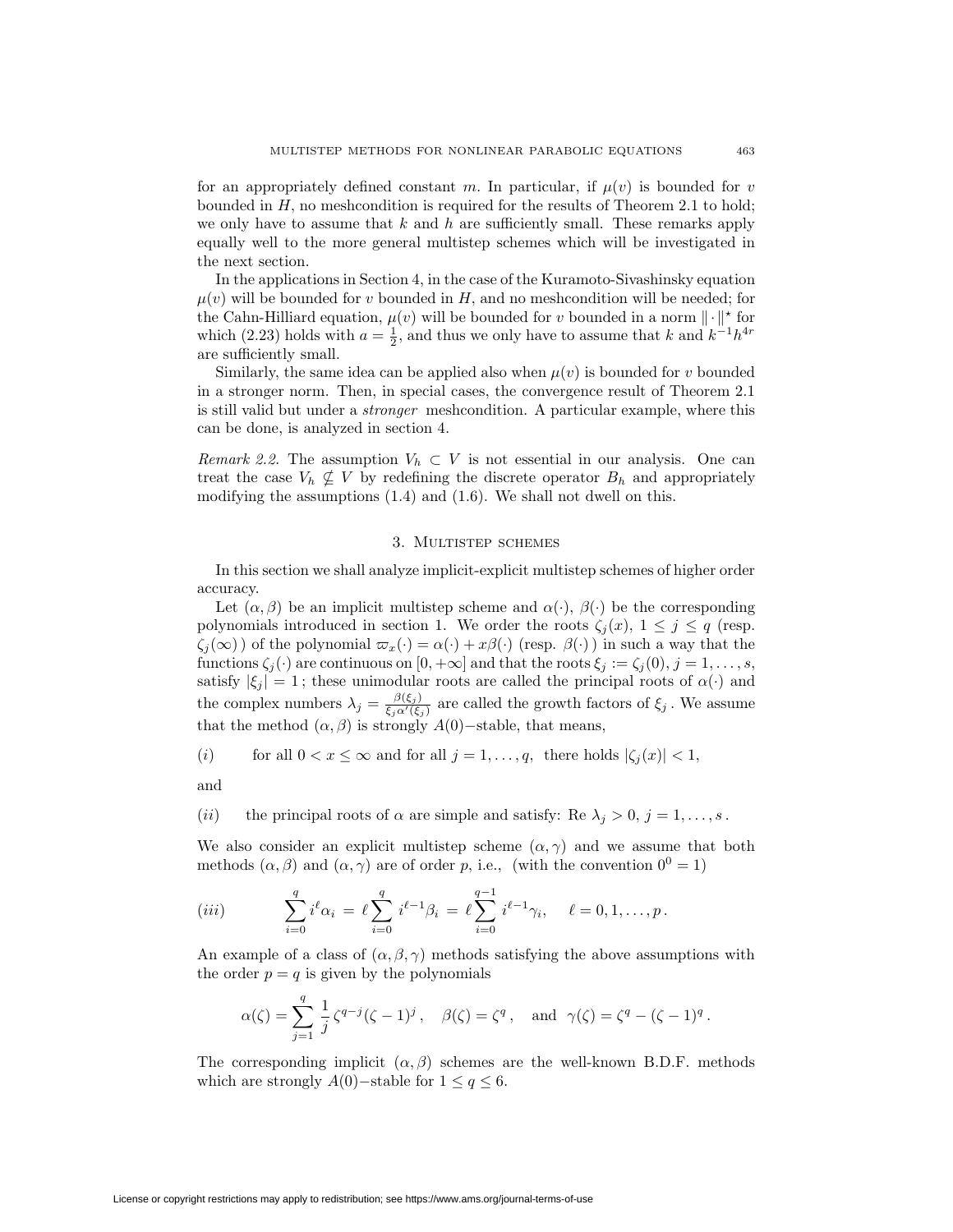for an appropriately defined constant $m$. In particular, if $\mu(v)$ is bounded for $v$ bounded in $H$, no meshcondition is required for the results of Theorem 2.1 to hold; we only have to assume that $k$ and $h$ are sufficiently small. These remarks apply equally well to the more general multistep schemes which will be investigated in the next section.

In the applications in Section 4, in the case of the Kuramoto-Sivashinsky equation $\mu(v)$ will be bounded for $v$ bounded in $H$, and no meshcondition will be needed; for the Cahn-Hilliard equation, $\mu(v)$ will be bounded for $v$ bounded in a norm $\|\cdot\|^\star$ for which (2.23) holds with $a = \frac{1}{2}$, and thus we only have to assume that $k$ and $k^{-1}h^{4r}$ are sufficiently small.

Similarly, the same idea can be applied also when $\mu(v)$ is bounded for $v$ bounded in a stronger norm. Then, in special cases, the convergence result of Theorem 2.1 is still valid but under a *stronger* meshcondition. A particular example, where this can be done, is analyzed in section 4.

*Remark 2.2.* The assumption $V_h \subset V$ is not essential in our analysis. One can treat the case $V_h \not\subseteq V$ by redefining the discrete operator $B_h$ and appropriately modifying the assumptions (1.4) and (1.6). We shall not dwell on this.

## 3. Multistep schemes

In this section we shall analyze implicit-explicit multistep schemes of higher order accuracy.

Let $(\alpha, \beta)$ be an implicit multistep scheme and $\alpha(\cdot)$, $\beta(\cdot)$ be the corresponding polynomials introduced in section 1. We order the roots $\zeta_j(x)$, $1 \leq j \leq q$ (resp. $\zeta_j(\infty)$) of the polynomial $\varpi_x(\cdot) = \alpha(\cdot) + x\beta(\cdot)$ (resp. $\beta(\cdot)$) in such a way that the functions $\zeta_j(\cdot)$ are continuous on $[0, +\infty]$ and that the roots $\xi_j := \zeta_j(0)$, $j = 1, \ldots, s$, satisfy $|\xi_j| = 1$; these unimodular roots are called the principal roots of $\alpha(\cdot)$ and the complex numbers $\lambda_j = \frac{\beta(\xi_j)}{\xi_j \alpha'(\xi_j)}$ are called the growth factors of $\xi_j$. We assume that the method $(\alpha, \beta)$ is strongly $A(0)-$stable, that means,

$(i)$ for all $0 < x \leq \infty$ and for all $j = 1, \ldots, q$, there holds $|\zeta_j(x)| < 1$,

and

$(ii)$ the principal roots of $\alpha$ are simple and satisfy: Re $\lambda_j > 0$, $j = 1, \ldots, s$.

We also consider an explicit multistep scheme $(\alpha, \gamma)$ and we assume that both methods $(\alpha, \beta)$ and $(\alpha, \gamma)$ are of order $p$, i.e., (with the convention $0^0 = 1$)

$$(iii) \qquad \sum_{i=0}^{q} i^\ell \alpha_i \,=\, \ell \sum_{i=0}^{q} i^{\ell-1}\beta_i \,=\, \ell \sum_{i=0}^{q-1} i^{\ell-1}\gamma_i, \quad \ell = 0, 1, \ldots, p.$$

An example of a class of $(\alpha, \beta, \gamma)$ methods satisfying the above assumptions with the order $p = q$ is given by the polynomials

$$\alpha(\zeta) = \sum_{j=1}^{q} \frac{1}{j}\, \zeta^{q-j}(\zeta - 1)^j, \quad \beta(\zeta) = \zeta^q, \quad \text{and} \quad \gamma(\zeta) = \zeta^q - (\zeta - 1)^q.$$

The corresponding implicit $(\alpha, \beta)$ schemes are the well-known B.D.F. methods which are strongly $A(0)-$stable for $1 \leq q \leq 6$.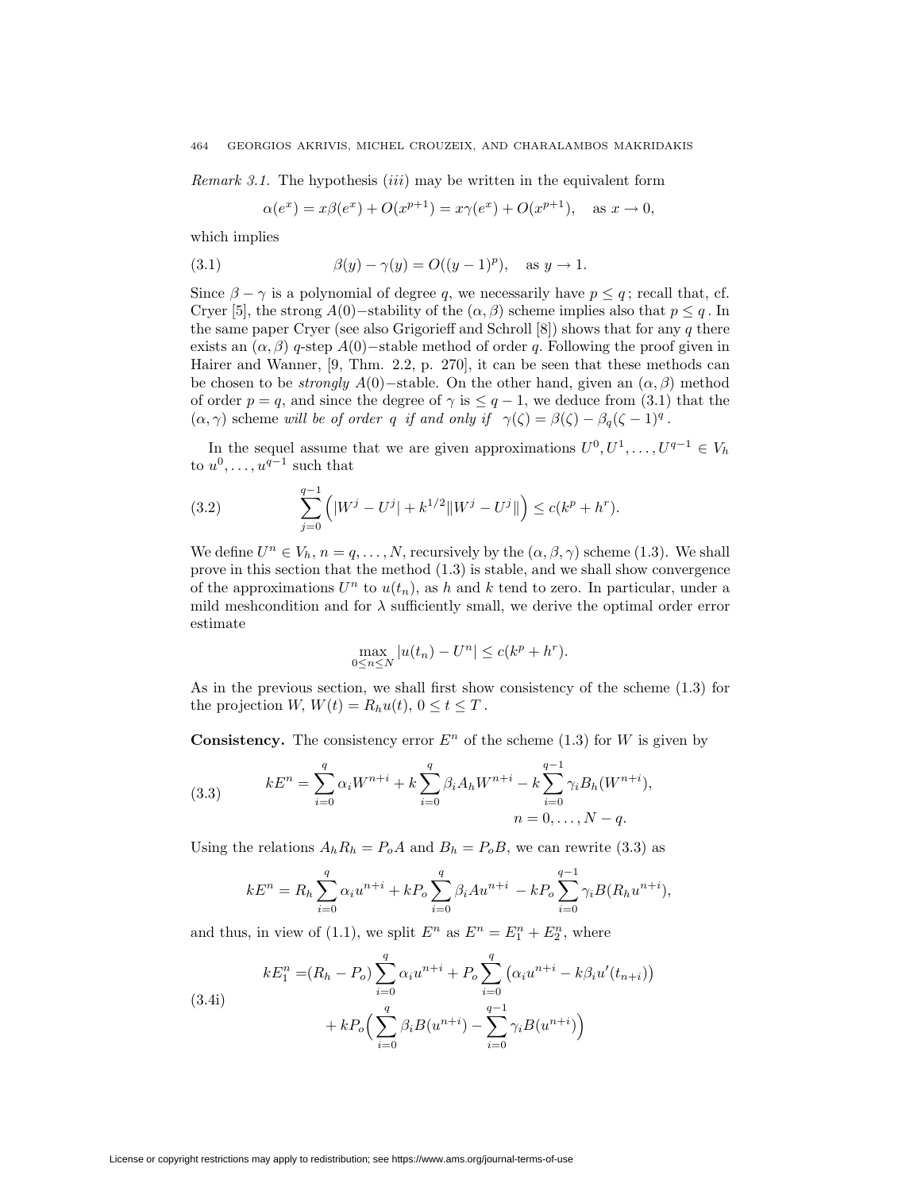*Remark 3.1.* The hypothesis *(iii)* may be written in the equivalent form

$$\alpha(e^x) = x\beta(e^x) + O(x^{p+1}) = x\gamma(e^x) + O(x^{p+1}), \quad \text{as } x \to 0,$$

which implies

$$\beta(y) - \gamma(y) = O((y-1)^p), \quad \text{as } y \to 1. \tag{3.1}$$

Since $\beta - \gamma$ is a polynomial of degree $q$, we necessarily have $p \le q$; recall that, cf. Cryer [5], the strong $A(0)-$stability of the $(\alpha, \beta)$ scheme implies also that $p \le q$. In the same paper Cryer (see also Grigorieff and Schroll [8]) shows that for any $q$ there exists an $(\alpha, \beta)$ $q$-step $A(0)-$stable method of order $q$. Following the proof given in Hairer and Wanner, [9, Thm. 2.2, p. 270], it can be seen that these methods can be chosen to be *strongly* $A(0)-$stable. On the other hand, given an $(\alpha, \beta)$ method of order $p = q$, and since the degree of $\gamma$ is $\le q-1$, we deduce from (3.1) that the $(\alpha, \gamma)$ scheme *will be of order* $q$ *if and only if* $\gamma(\zeta) = \beta(\zeta) - \beta_q(\zeta - 1)^q$.

In the sequel assume that we are given approximations $U^0, U^1, \dots, U^{q-1} \in V_h$ to $u^0, \dots, u^{q-1}$ such that

$$\sum_{j=0}^{q-1} \Big( |W^j - U^j| + k^{1/2} \| W^j - U^j \| \Big) \le c(k^p + h^r). \tag{3.2}$$

We define $U^n \in V_h$, $n = q, \dots, N$, recursively by the $(\alpha, \beta, \gamma)$ scheme (1.3). We shall prove in this section that the method (1.3) is stable, and we shall show convergence of the approximations $U^n$ to $u(t_n)$, as $h$ and $k$ tend to zero. In particular, under a mild meshcondition and for $\lambda$ sufficiently small, we derive the optimal order error estimate

$$\max_{0 \le n \le N} |u(t_n) - U^n| \le c(k^p + h^r).$$

As in the previous section, we shall first show consistency of the scheme (1.3) for the projection $W$, $W(t) = R_h u(t)$, $0 \le t \le T$.

**Consistency.** The consistency error $E^n$ of the scheme (1.3) for $W$ is given by

$$kE^n = \sum_{i=0}^{q} \alpha_i W^{n+i} + k \sum_{i=0}^{q} \beta_i A_h W^{n+i} - k \sum_{i=0}^{q-1} \gamma_i B_h(W^{n+i}), \qquad n = 0, \dots, N-q. \tag{3.3}$$

Using the relations $A_h R_h = P_o A$ and $B_h = P_o B$, we can rewrite (3.3) as

$$kE^n = R_h \sum_{i=0}^{q} \alpha_i u^{n+i} + k P_o \sum_{i=0}^{q} \beta_i A u^{n+i} - k P_o \sum_{i=0}^{q-1} \gamma_i B(R_h u^{n+i}),$$

and thus, in view of (1.1), we split $E^n$ as $E^n = E_1^n + E_2^n$, where

$$\begin{aligned} kE_1^n =& (R_h - P_o) \sum_{i=0}^{q} \alpha_i u^{n+i} + P_o \sum_{i=0}^{q} \big( \alpha_i u^{n+i} - k\beta_i u'(t_{n+i}) \big) \\ &+ k P_o \Big( \sum_{i=0}^{q} \beta_i B(u^{n+i}) - \sum_{i=0}^{q-1} \gamma_i B(u^{n+i}) \Big) \end{aligned} \tag{3.4i}$$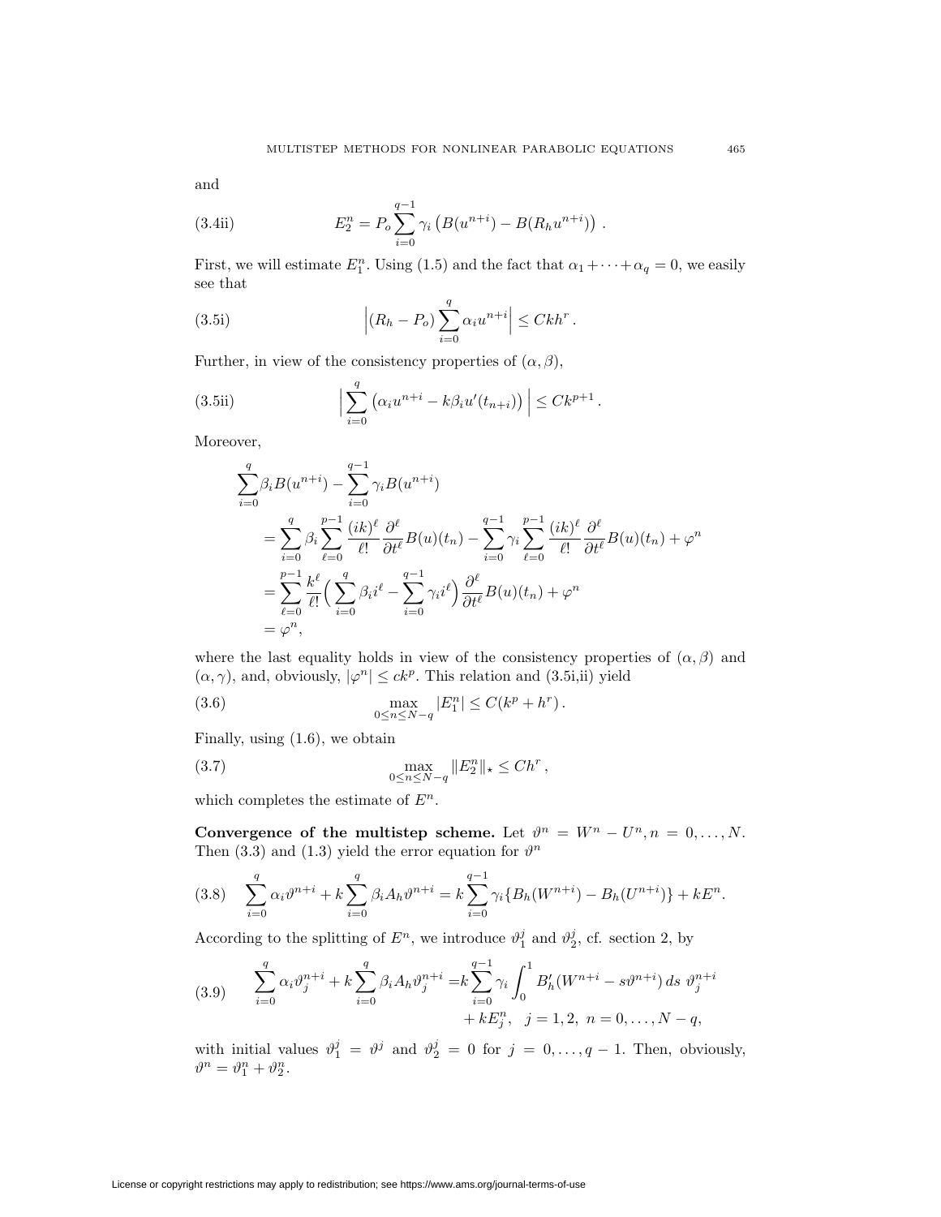and

$$E_2^n = P_o \sum_{i=0}^{q-1} \gamma_i \left( B(u^{n+i}) - B(R_h u^{n+i}) \right) . \tag{3.4ii}$$

First, we will estimate $E_1^n$. Using (1.5) and the fact that $\alpha_1 + \cdots + \alpha_q = 0$, we easily see that

$$\Big| (R_h - P_o) \sum_{i=0}^{q} \alpha_i u^{n+i} \Big| \leq Ckh^r . \tag{3.5i}$$

Further, in view of the consistency properties of $(\alpha, \beta)$,

$$\Big| \sum_{i=0}^{q} \left( \alpha_i u^{n+i} - k\beta_i u'(t_{n+i}) \right) \Big| \leq Ck^{p+1} . \tag{3.5ii}$$

Moreover,

$$\begin{aligned}
&\sum_{i=0}^{q} \beta_i B(u^{n+i}) - \sum_{i=0}^{q-1} \gamma_i B(u^{n+i}) \\
&\quad = \sum_{i=0}^{q} \beta_i \sum_{\ell=0}^{p-1} \frac{(ik)^\ell}{\ell!} \frac{\partial^\ell}{\partial t^\ell} B(u)(t_n) - \sum_{i=0}^{q-1} \gamma_i \sum_{\ell=0}^{p-1} \frac{(ik)^\ell}{\ell!} \frac{\partial^\ell}{\partial t^\ell} B(u)(t_n) + \varphi^n \\
&\quad = \sum_{\ell=0}^{p-1} \frac{k^\ell}{\ell!} \Big( \sum_{i=0}^{q} \beta_i i^\ell - \sum_{i=0}^{q-1} \gamma_i i^\ell \Big) \frac{\partial^\ell}{\partial t^\ell} B(u)(t_n) + \varphi^n \\
&\quad = \varphi^n ,
\end{aligned}$$

where the last equality holds in view of the consistency properties of $(\alpha, \beta)$ and $(\alpha, \gamma)$, and, obviously, $|\varphi^n| \leq ck^p$. This relation and (3.5i,ii) yield

$$\max_{0 \leq n \leq N-q} |E_1^n| \leq C(k^p + h^r) . \tag{3.6}$$

Finally, using (1.6), we obtain

$$\max_{0 \leq n \leq N-q} \|E_2^n\|_\star \leq Ch^r , \tag{3.7}$$

which completes the estimate of $E^n$.

**Convergence of the multistep scheme.** Let $\vartheta^n = W^n - U^n, n = 0, \ldots, N$. Then (3.3) and (1.3) yield the error equation for $\vartheta^n$

$$\sum_{i=0}^{q} \alpha_i \vartheta^{n+i} + k \sum_{i=0}^{q} \beta_i A_h \vartheta^{n+i} = k \sum_{i=0}^{q-1} \gamma_i \{ B_h(W^{n+i}) - B_h(U^{n+i}) \} + kE^n. \tag{3.8}$$

According to the splitting of $E^n$, we introduce $\vartheta_1^j$ and $\vartheta_2^j$, cf. section 2, by

$$\begin{aligned}
\sum_{i=0}^{q} \alpha_i \vartheta_j^{n+i} + k \sum_{i=0}^{q} \beta_i A_h \vartheta_j^{n+i} = & k \sum_{i=0}^{q-1} \gamma_i \int_0^1 B_h'(W^{n+i} - s\vartheta^{n+i}) \, ds \; \vartheta_j^{n+i} \\
& + kE_j^n, \quad j = 1, 2, \; n = 0, \ldots, N-q,
\end{aligned} \tag{3.9}$$

with initial values $\vartheta_1^j = \vartheta^j$ and $\vartheta_2^j = 0$ for $j = 0, \ldots, q-1$. Then, obviously, $\vartheta^n = \vartheta_1^n + \vartheta_2^n$.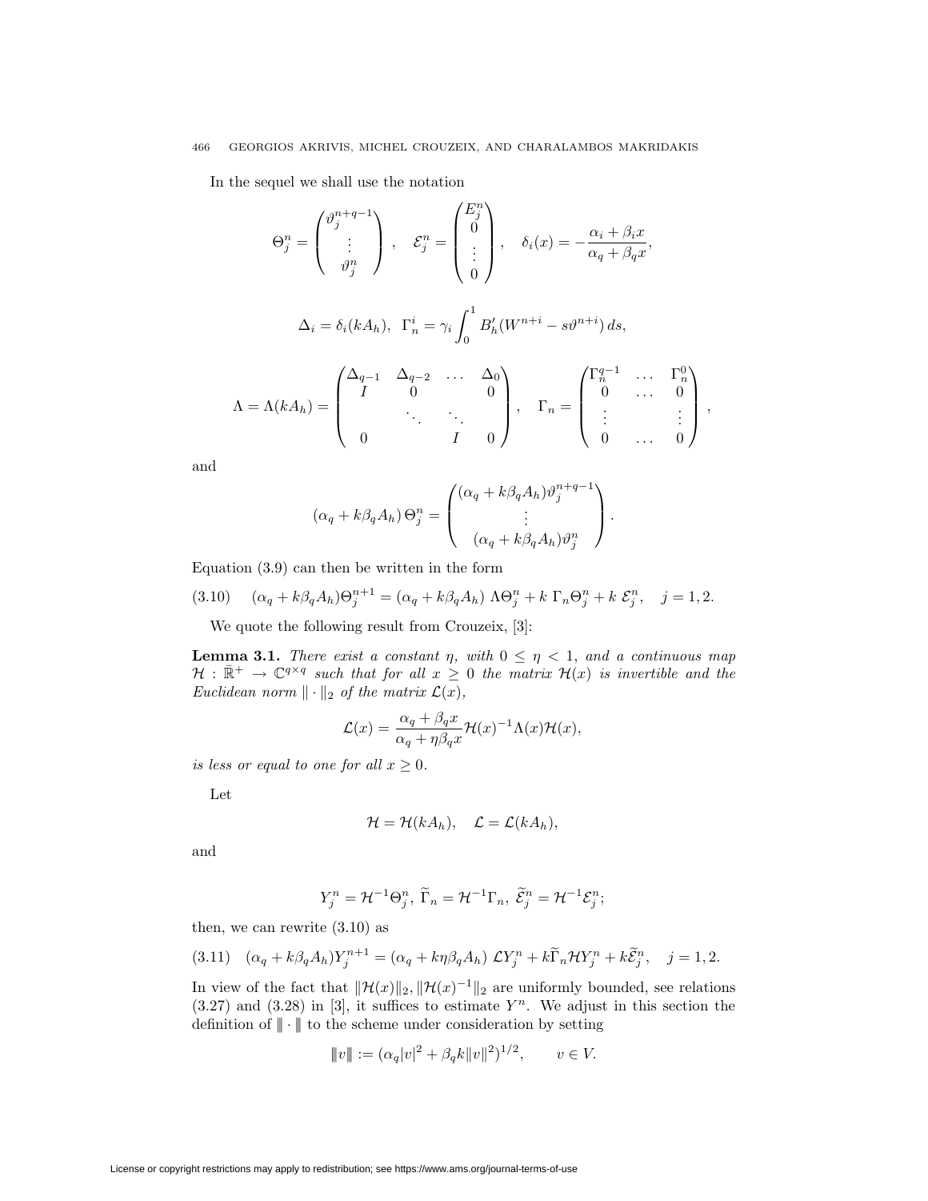In the sequel we shall use the notation

$$\Theta_j^n = \begin{pmatrix} \vartheta_j^{n+q-1} \\ \vdots \\ \vartheta_j^n \end{pmatrix}, \quad \mathcal{E}_j^n = \begin{pmatrix} E_j^n \\ 0 \\ \vdots \\ 0 \end{pmatrix}, \quad \delta_i(x) = -\frac{\alpha_i + \beta_i x}{\alpha_q + \beta_q x},$$

$$\Delta_i = \delta_i(kA_h), \ \ \Gamma_n^i = \gamma_i \int_0^1 B_h'(W^{n+i} - s\vartheta^{n+i})\, ds,$$

$$\Lambda = \Lambda(kA_h) = \begin{pmatrix} \Delta_{q-1} & \Delta_{q-2} & \dots & \Delta_0 \\ I & 0 & & 0 \\ & \ddots & \ddots & \\ 0 & & I & 0 \end{pmatrix}, \quad \Gamma_n = \begin{pmatrix} \Gamma_n^{q-1} & \dots & \Gamma_n^0 \\ 0 & \dots & 0 \\ \vdots & & \vdots \\ 0 & \dots & 0 \end{pmatrix},$$

and

$$(\alpha_q + k\beta_q A_h)\, \Theta_j^n = \begin{pmatrix} (\alpha_q + k\beta_q A_h)\vartheta_j^{n+q-1} \\ \vdots \\ (\alpha_q + k\beta_q A_h)\vartheta_j^n \end{pmatrix}.$$

Equation (3.9) can then be written in the form

$$(3.10) \qquad (\alpha_q + k\beta_q A_h)\Theta_j^{n+1} = (\alpha_q + k\beta_q A_h)\ \Lambda\Theta_j^n + k\ \Gamma_n\Theta_j^n + k\ \mathcal{E}_j^n, \quad j = 1, 2.$$

We quote the following result from Crouzeix, [3]:

**Lemma 3.1.** *There exist a constant $\eta$, with $0 \le \eta < 1$, and a continuous map $\mathcal{H} : \bar{\mathbb{R}}^+ \to \mathbb{C}^{q\times q}$ such that for all $x \ge 0$ the matrix $\mathcal{H}(x)$ is invertible and the Euclidean norm $\| \cdot \|_2$ of the matrix $\mathcal{L}(x)$,*

$$\mathcal{L}(x) = \frac{\alpha_q + \beta_q x}{\alpha_q + \eta\beta_q x}\mathcal{H}(x)^{-1}\Lambda(x)\mathcal{H}(x),$$

*is less or equal to one for all $x \ge 0$.*

Let

$$\mathcal{H} = \mathcal{H}(kA_h), \quad \mathcal{L} = \mathcal{L}(kA_h),$$

and

$$Y_j^n = \mathcal{H}^{-1}\Theta_j^n, \ \widetilde{\Gamma}_n = \mathcal{H}^{-1}\Gamma_n, \ \widetilde{\mathcal{E}}_j^n = \mathcal{H}^{-1}\mathcal{E}_j^n;$$

then, we can rewrite (3.10) as

$$(3.11) \quad (\alpha_q + k\beta_q A_h)Y_j^{n+1} = (\alpha_q + k\eta\beta_q A_h)\ \mathcal{L}Y_j^n + k\widetilde{\Gamma}_n\mathcal{H}Y_j^n + k\widetilde{\mathcal{E}}_j^n, \quad j = 1, 2.$$

In view of the fact that $\|\mathcal{H}(x)\|_2, \|\mathcal{H}(x)^{-1}\|_2$ are uniformly bounded, see relations (3.27) and (3.28) in [3], it suffices to estimate $Y^n$. We adjust in this section the definition of $|\!|\!| \cdot |\!|\!|$ to the scheme under consideration by setting

$$|\!|\!| v |\!|\!| := (\alpha_q |v|^2 + \beta_q k\|v\|^2)^{1/2}, \qquad v \in V.$$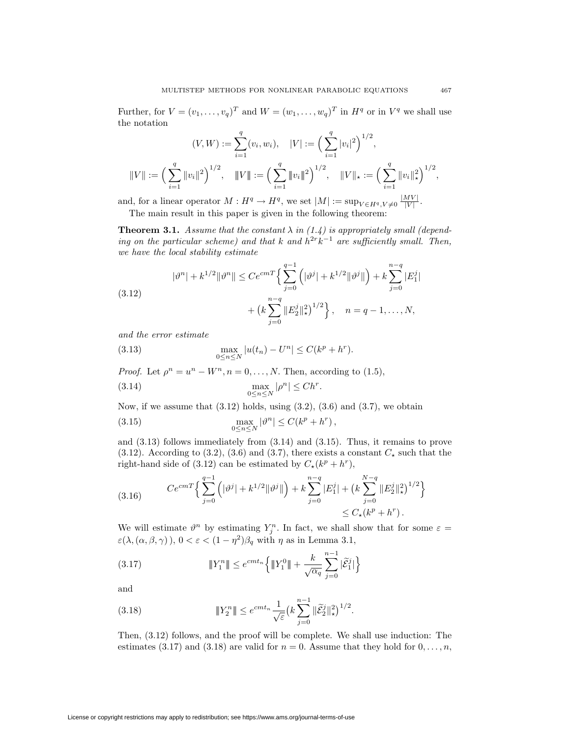Further, for $V = (v_1, \dots, v_q)^T$ and $W = (w_1, \dots, w_q)^T$ in $H^q$ or in $V^q$ we shall use the notation

$$(V, W) := \sum_{i=1}^{q} (v_i, w_i), \quad |V| := \Big( \sum_{i=1}^{q} |v_i|^2 \Big)^{1/2},$$

$$\|V\| := \Big( \sum_{i=1}^{q} \|v_i\|^2 \Big)^{1/2}, \quad \interleave V \interleave := \Big( \sum_{i=1}^{q} \interleave v_i \interleave^2 \Big)^{1/2}, \quad \|V\|_\star := \Big( \sum_{i=1}^{q} \|v_i\|_\star^2 \Big)^{1/2},$$

and, for a linear operator $M : H^q \to H^q$, we set $|M| := \sup_{V \in H^q, V \neq 0} \frac{|MV|}{|V|}$.

The main result in this paper is given in the following theorem:

**Theorem 3.1.** *Assume that the constant $\lambda$ in (1.4) is appropriately small (depending on the particular scheme) and that $k$ and $h^{2r}k^{-1}$ are sufficiently small. Then, we have the local stability estimate*

$$|\vartheta^n| + k^{1/2}\interleave \vartheta^n \interleave \le Ce^{cmT}\Big\{ \sum_{j=0}^{q-1} \Big( |\vartheta^j| + k^{1/2}\interleave \vartheta^j \interleave \Big) + k \sum_{j=0}^{n-q} |E_1^j| + \big( k \sum_{j=0}^{n-q} \|E_2^j\|_\star^2 \big)^{1/2} \Big\}, \quad n = q-1, \dots, N, \tag{3.12}$$

*and the error estimate*

$$\max_{0 \le n \le N} |u(t_n) - U^n| \le C(k^p + h^r). \tag{3.13}$$

*Proof.* Let $\rho^n = u^n - W^n, n = 0, \dots, N$. Then, according to (1.5),

$$\max_{0 \le n \le N} |\rho^n| \le Ch^r. \tag{3.14}$$

Now, if we assume that (3.12) holds, using (3.2), (3.6) and (3.7), we obtain

$$\max_{0 \le n \le N} |\vartheta^n| \le C(k^p + h^r)\,, \tag{3.15}$$

and (3.13) follows immediately from (3.14) and (3.15). Thus, it remains to prove (3.12). According to (3.2), (3.6) and (3.7), there exists a constant $C_\star$ such that the right-hand side of (3.12) can be estimated by $C_\star(k^p + h^r)$,

$$Ce^{cmT}\Big\{ \sum_{j=0}^{q-1} \Big( |\vartheta^j| + k^{1/2}\interleave \vartheta^j \interleave \Big) + k \sum_{j=0}^{n-q} |E_1^j| + \big( k \sum_{j=0}^{N-q} \|E_2^j\|_\star^2 \big)^{1/2} \Big\} \le C_\star(k^p + h^r)\,. \tag{3.16}$$

We will estimate $\vartheta^n$ by estimating $Y_j^n$. In fact, we shall show that for some $\varepsilon = \varepsilon(\lambda, (\alpha, \beta, \gamma)\,)$, $0 < \varepsilon < (1 - \eta^2)\beta_q$ with $\eta$ as in Lemma 3.1,

$$\interleave Y_1^n \interleave \le e^{cmt_n}\Big\{ \interleave Y_1^0 \interleave + \frac{k}{\sqrt{\alpha_q}} \sum_{j=0}^{n-1} |\widetilde{\mathcal{E}}_1^j| \Big\} \tag{3.17}$$

and

$$\interleave Y_2^n \interleave \le e^{cmt_n} \frac{1}{\sqrt{\varepsilon}} \big( k \sum_{j=0}^{n-1} \|\widetilde{\mathcal{E}}_2^j\|_\star^2 \big)^{1/2}. \tag{3.18}$$

Then, (3.12) follows, and the proof will be complete. We shall use induction: The estimates (3.17) and (3.18) are valid for $n = 0$. Assume that they hold for $0, \dots, n$,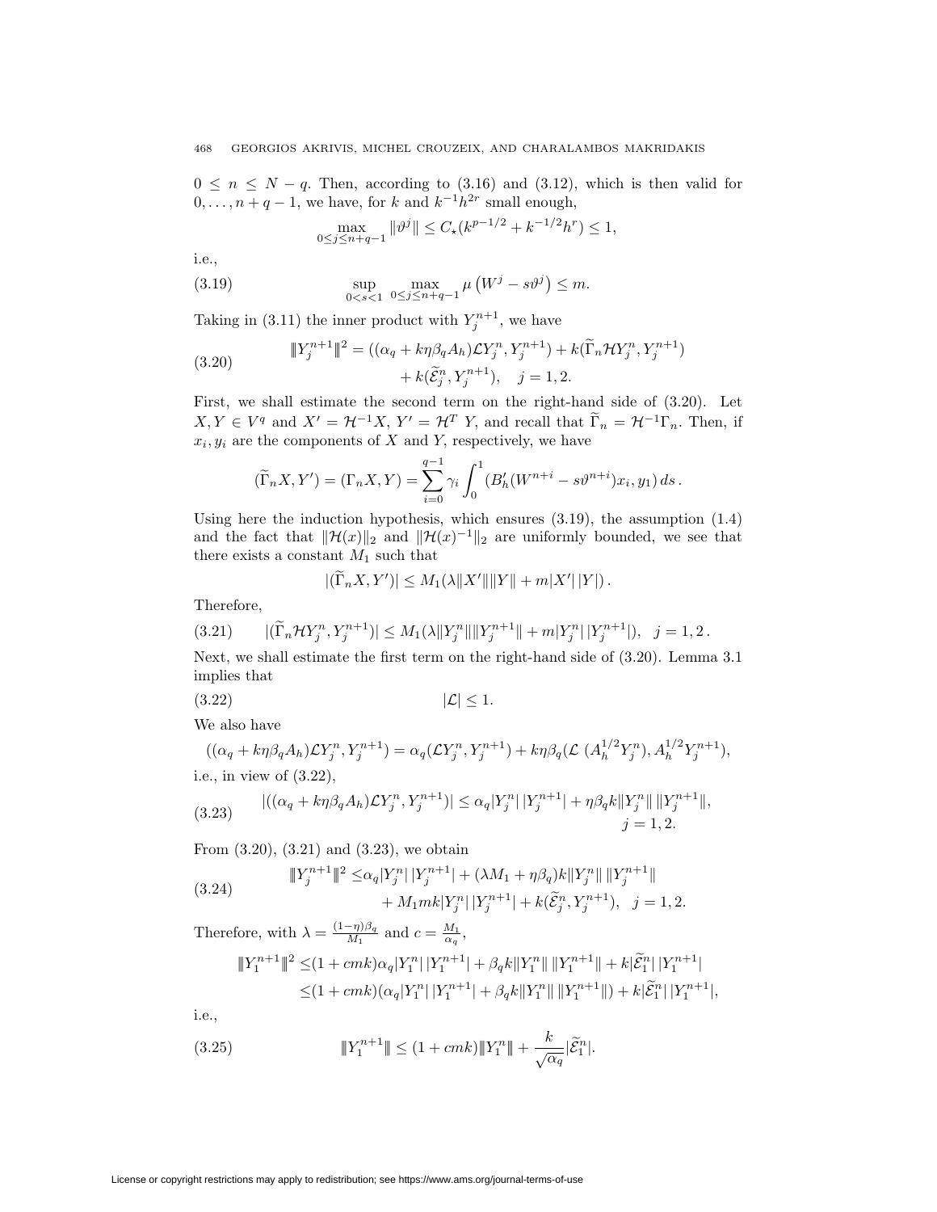$0 \leq n \leq N-q$. Then, according to (3.16) and (3.12), which is then valid for $0, \dots, n+q-1$, we have, for $k$ and $k^{-1}h^{2r}$ small enough,

$$\max_{0 \leq j \leq n+q-1} \|\vartheta^j\| \leq C_\star (k^{p-1/2} + k^{-1/2}h^r) \leq 1,$$

i.e.,

$$\sup_{0<s<1} \max_{0 \leq j \leq n+q-1} \mu\left(W^j - s\vartheta^j\right) \leq m. \tag{3.19}$$

Taking in (3.11) the inner product with $Y_j^{n+1}$, we have

$$\begin{aligned} \|\!|Y_j^{n+1}|\!\|^2 = ((\alpha_q + k\eta\beta_q A_h)\mathcal{L}Y_j^n, Y_j^{n+1}) + k(\widetilde{\Gamma}_n \mathcal{H} Y_j^n, Y_j^{n+1}) \\ + k(\widetilde{\mathcal{E}}_j^n, Y_j^{n+1}), \quad j = 1, 2. \end{aligned} \tag{3.20}$$

First, we shall estimate the second term on the right-hand side of (3.20). Let $X, Y \in V^q$ and $X' = \mathcal{H}^{-1}X$, $Y' = \mathcal{H}^T\, Y$, and recall that $\widetilde{\Gamma}_n = \mathcal{H}^{-1}\Gamma_n$. Then, if $x_i, y_i$ are the components of $X$ and $Y$, respectively, we have

$$(\widetilde{\Gamma}_n X, Y') = (\Gamma_n X, Y) = \sum_{i=0}^{q-1} \gamma_i \int_0^1 (B_h'(W^{n+i} - s\vartheta^{n+i})x_i, y_1)\, ds\,.$$

Using here the induction hypothesis, which ensures (3.19), the assumption (1.4) and the fact that $\|\mathcal{H}(x)\|_2$ and $\|\mathcal{H}(x)^{-1}\|_2$ are uniformly bounded, we see that there exists a constant $M_1$ such that

$$|(\widetilde{\Gamma}_n X, Y')| \leq M_1(\lambda \|X'\| \|Y\| + m|X'|\,|Y|)\,.$$

Therefore,

$$|(\widetilde{\Gamma}_n \mathcal{H} Y_j^n, Y_j^{n+1})| \leq M_1(\lambda \|Y_j^n\| \|Y_j^{n+1}\| + m|Y_j^n|\,|Y_j^{n+1}|), \quad j = 1, 2\,. \tag{3.21}$$

Next, we shall estimate the first term on the right-hand side of (3.20). Lemma 3.1 implies that

$$|\mathcal{L}| \leq 1. \tag{3.22}$$

We also have

$$((\alpha_q + k\eta\beta_q A_h)\mathcal{L}Y_j^n, Y_j^{n+1}) = \alpha_q(\mathcal{L}Y_j^n, Y_j^{n+1}) + k\eta\beta_q(\mathcal{L}\ (A_h^{1/2}Y_j^n), A_h^{1/2}Y_j^{n+1}),$$

i.e., in view of (3.22),

$$\begin{aligned} |((\alpha_q + k\eta\beta_q A_h)\mathcal{L}Y_j^n, Y_j^{n+1})| \leq \alpha_q |Y_j^n|\,|Y_j^{n+1}| + \eta\beta_q k \|Y_j^n\|\,\|Y_j^{n+1}\|, \\ j = 1, 2. \end{aligned} \tag{3.23}$$

From (3.20), (3.21) and (3.23), we obtain

$$\begin{aligned} \|\!|Y_j^{n+1}|\!\|^2 \leq & \alpha_q |Y_j^n|\,|Y_j^{n+1}| + (\lambda M_1 + \eta\beta_q)k\|Y_j^n\|\,\|Y_j^{n+1}\| \\ & + M_1 m k |Y_j^n|\,|Y_j^{n+1}| + k(\widetilde{\mathcal{E}}_j^n, Y_j^{n+1}), \quad j = 1, 2. \end{aligned} \tag{3.24}$$

Therefore, with $\lambda = \frac{(1-\eta)\beta_q}{M_1}$ and $c = \frac{M_1}{\alpha_q}$,

$$\begin{aligned} \|\!|Y_1^{n+1}|\!\|^2 \leq & (1 + cmk)\alpha_q |Y_1^n|\,|Y_1^{n+1}| + \beta_q k \|Y_1^n\|\,\|Y_1^{n+1}\| + k|\widetilde{\mathcal{E}}_1^n|\,|Y_1^{n+1}| \\ \leq & (1 + cmk)(\alpha_q |Y_1^n|\,|Y_1^{n+1}| + \beta_q k \|Y_1^n\|\,\|Y_1^{n+1}\|) + k|\widetilde{\mathcal{E}}_1^n|\,|Y_1^{n+1}|, \end{aligned}$$

i.e.,

$$\|\!|Y_1^{n+1}|\!\| \leq (1 + cmk)\|\!|Y_1^n|\!\| + \frac{k}{\sqrt{\alpha_q}}|\widetilde{\mathcal{E}}_1^n|. \tag{3.25}$$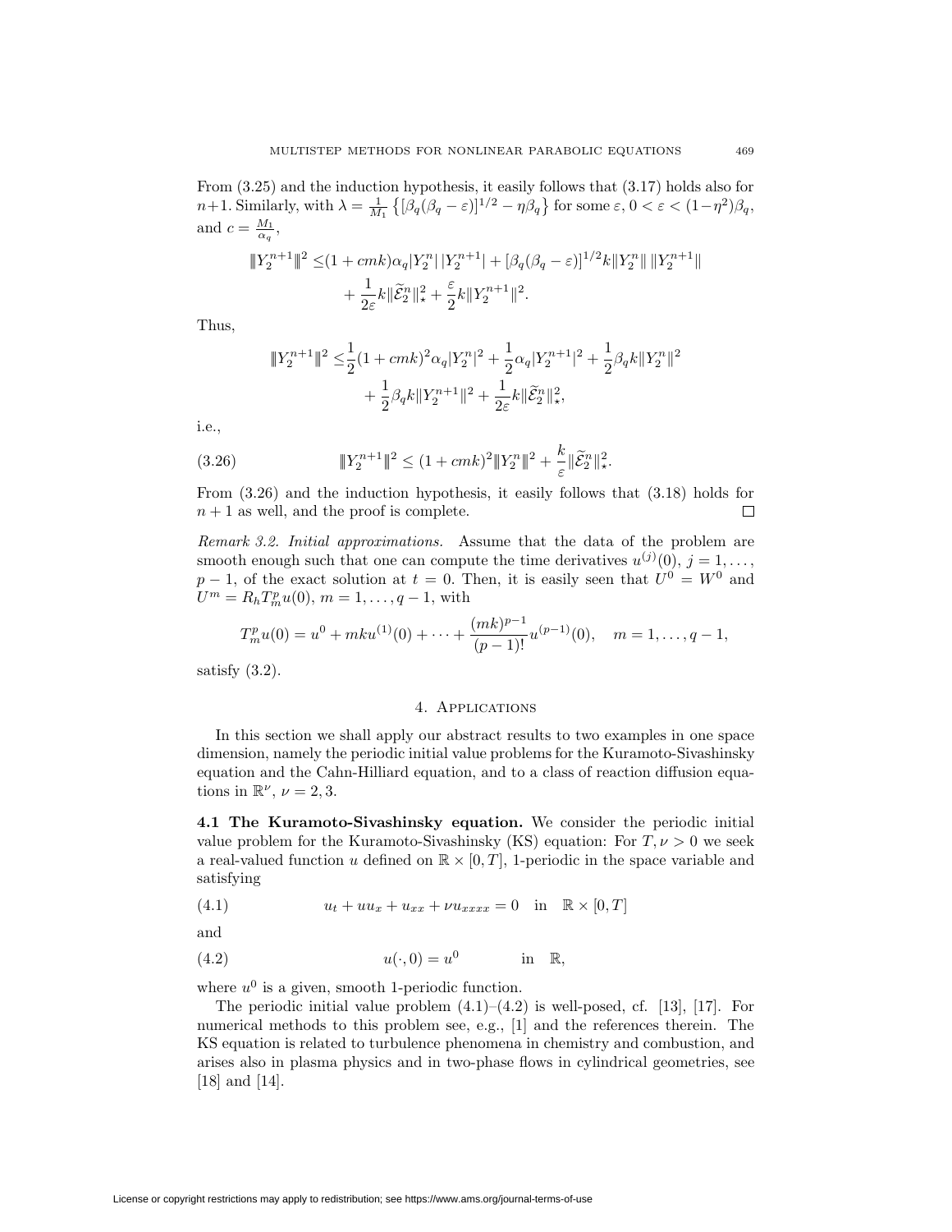From (3.25) and the induction hypothesis, it easily follows that (3.17) holds also for $n+1$. Similarly, with $\lambda = \frac{1}{M_1}\left\{[\beta_q(\beta_q-\varepsilon)]^{1/2} - \eta\beta_q\right\}$ for some $\varepsilon$, $0<\varepsilon<(1-\eta^2)\beta_q$, and $c = \frac{M_1}{\alpha_q}$,

$$
\begin{aligned}
|\!|\!| Y_2^{n+1} |\!|\!|^2 \leq & (1+cmk)\alpha_q |Y_2^n|\,|Y_2^{n+1}| + [\beta_q(\beta_q-\varepsilon)]^{1/2} k \|Y_2^n\|\,\|Y_2^{n+1}\| \\
& + \frac{1}{2\varepsilon} k \|\widetilde{\mathcal{E}}_2^n\|_\star^2 + \frac{\varepsilon}{2} k \|Y_2^{n+1}\|^2.
\end{aligned}
$$

Thus,

$$
\begin{aligned}
|\!|\!| Y_2^{n+1} |\!|\!|^2 \leq & \frac{1}{2}(1+cmk)^2 \alpha_q |Y_2^n|^2 + \frac{1}{2}\alpha_q |Y_2^{n+1}|^2 + \frac{1}{2}\beta_q k \|Y_2^n\|^2 \\
& + \frac{1}{2}\beta_q k \|Y_2^{n+1}\|^2 + \frac{1}{2\varepsilon} k \|\widetilde{\mathcal{E}}_2^n\|_\star^2,
\end{aligned}
$$

i.e.,

$$
|\!|\!| Y_2^{n+1} |\!|\!|^2 \leq (1+cmk)^2 |\!|\!| Y_2^n |\!|\!|^2 + \frac{k}{\varepsilon} \|\widetilde{\mathcal{E}}_2^n\|_\star^2. \tag{3.26}
$$

From (3.26) and the induction hypothesis, it easily follows that (3.18) holds for $n+1$ as well, and the proof is complete. □

*Remark 3.2. Initial approximations.* Assume that the data of the problem are smooth enough such that one can compute the time derivatives $u^{(j)}(0)$, $j=1,\dots,p-1$, of the exact solution at $t=0$. Then, it is easily seen that $U^0 = W^0$ and $U^m = R_h T_m^p u(0)$, $m=1,\dots,q-1$, with

$$
T_m^p u(0) = u^0 + mku^{(1)}(0) + \cdots + \frac{(mk)^{p-1}}{(p-1)!} u^{(p-1)}(0), \quad m = 1,\dots,q-1,
$$

satisfy (3.2).

## 4. Applications

In this section we shall apply our abstract results to two examples in one space dimension, namely the periodic initial value problems for the Kuramoto-Sivashinsky equation and the Cahn-Hilliard equation, and to a class of reaction diffusion equations in $\mathbb{R}^\nu$, $\nu = 2,3$.

**4.1 The Kuramoto-Sivashinsky equation.** We consider the periodic initial value problem for the Kuramoto-Sivashinsky (KS) equation: For $T,\nu>0$ we seek a real-valued function $u$ defined on $\mathbb{R}\times[0,T]$, 1-periodic in the space variable and satisfying

$$
u_t + uu_x + u_{xx} + \nu u_{xxxx} = 0 \quad \text{in} \quad \mathbb{R}\times[0,T] \tag{4.1}
$$

and

$$
u(\cdot,0) = u^0 \qquad \text{in} \quad \mathbb{R}, \tag{4.2}
$$

where $u^0$ is a given, smooth 1-periodic function.

The periodic initial value problem (4.1)–(4.2) is well-posed, cf. [13], [17]. For numerical methods to this problem see, e.g., [1] and the references therein. The KS equation is related to turbulence phenomena in chemistry and combustion, and arises also in plasma physics and in two-phase flows in cylindrical geometries, see [18] and [14].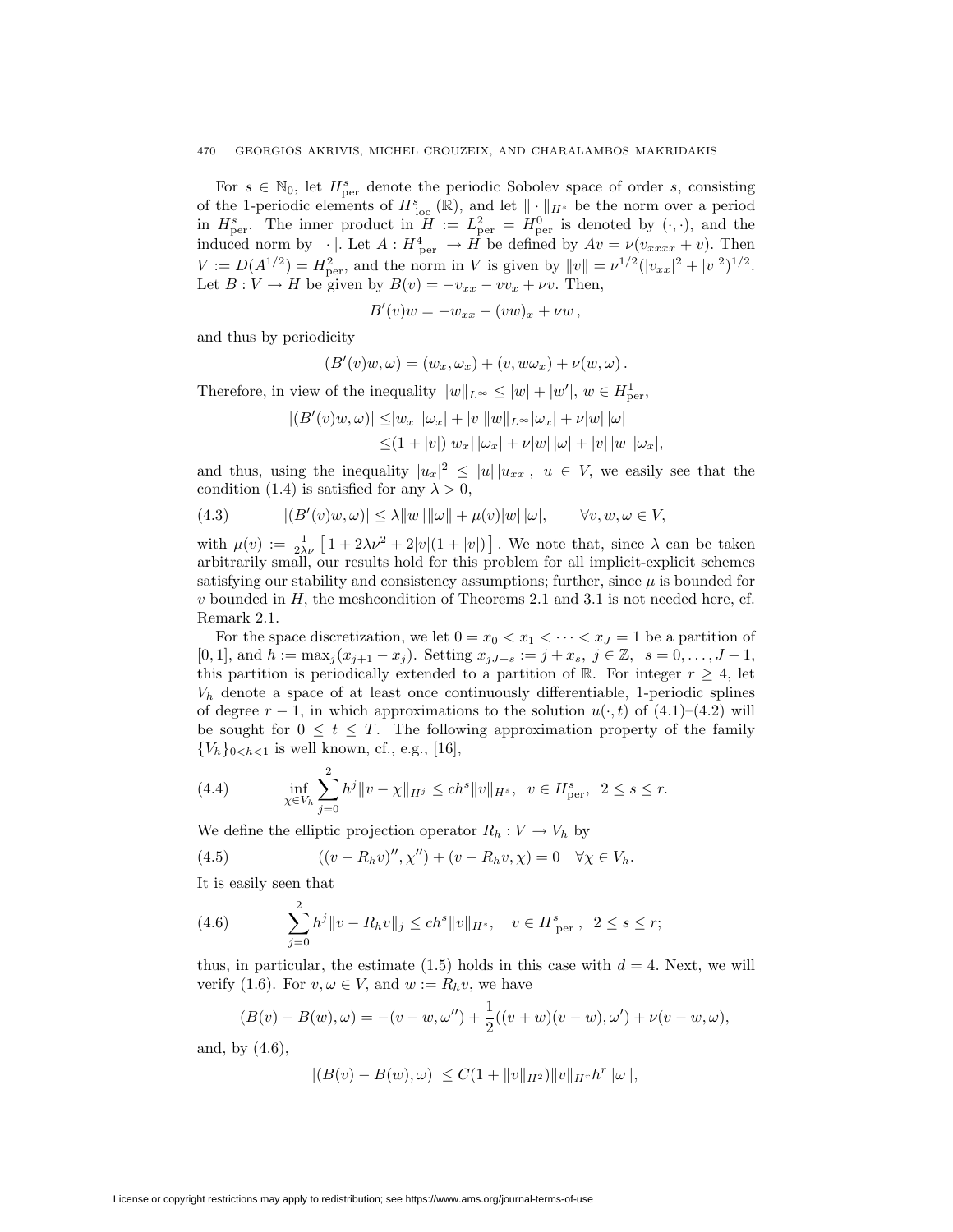For $s \in \mathbb{N}_0$, let $H^s_{\rm per}$ denote the periodic Sobolev space of order $s$, consisting of the 1-periodic elements of $H^s_{\rm loc}(\mathbb{R})$, and let $\|\cdot\|_{H^s}$ be the norm over a period in $H^s_{\rm per}$. The inner product in $H := L^2_{\rm per} = H^0_{\rm per}$ is denoted by $(\cdot,\cdot)$, and the induced norm by $|\cdot|$. Let $A : H^4_{\rm per} \to H$ be defined by $Av = \nu(v_{xxxx} + v)$. Then $V := D(A^{1/2}) = H^2_{\rm per}$, and the norm in $V$ is given by $\|v\| = \nu^{1/2}(|v_{xx}|^2 + |v|^2)^{1/2}$. Let $B : V \to H$ be given by $B(v) = -v_{xx} - vv_x + \nu v$. Then,

$$B'(v)w = -w_{xx} - (vw)_x + \nu w\,,$$

and thus by periodicity

$$(B'(v)w, \omega) = (w_x, \omega_x) + (v, w\omega_x) + \nu(w, \omega)\,.$$

Therefore, in view of the inequality $\|w\|_{L^\infty} \le |w| + |w'|$, $w \in H^1_{\rm per}$,

$$\begin{aligned}|(B'(v)w, \omega)| \le & |w_x|\,|\omega_x| + |v|\|w\|_{L^\infty}|\omega_x| + \nu|w|\,|\omega| \\ \le & (1+|v|)|w_x|\,|\omega_x| + \nu|w|\,|\omega| + |v|\,|w|\,|\omega_x|,\end{aligned}$$

and thus, using the inequality $|u_x|^2 \le |u|\,|u_{xx}|$, $u \in V$, we easily see that the condition (1.4) is satisfied for any $\lambda > 0$,

$$|(B'(v)w, \omega)| \le \lambda\|w\|\|\omega\| + \mu(v)|w|\,|\omega|, \qquad \forall v, w, \omega \in V, \tag{4.3}$$

with $\mu(v) := \frac{1}{2\lambda\nu}\left[1 + 2\lambda\nu^2 + 2|v|(1+|v|)\right]$. We note that, since $\lambda$ can be taken arbitrarily small, our results hold for this problem for all implicit-explicit schemes satisfying our stability and consistency assumptions; further, since $\mu$ is bounded for $v$ bounded in $H$, the meshcondition of Theorems 2.1 and 3.1 is not needed here, cf. Remark 2.1.

For the space discretization, we let $0 = x_0 < x_1 < \cdots < x_J = 1$ be a partition of $[0,1]$, and $h := \max_j(x_{j+1} - x_j)$. Setting $x_{jJ+s} := j + x_s$, $j \in \mathbb{Z}$, $s = 0, \ldots, J-1$, this partition is periodically extended to a partition of $\mathbb{R}$. For integer $r \ge 4$, let $V_h$ denote a space of at least once continuously differentiable, 1-periodic splines of degree $r-1$, in which approximations to the solution $u(\cdot, t)$ of (4.1)–(4.2) will be sought for $0 \le t \le T$. The following approximation property of the family $\{V_h\}_{0<h<1}$ is well known, cf., e.g., [16],

$$\inf_{\chi \in V_h} \sum_{j=0}^{2} h^j \|v - \chi\|_{H^j} \le ch^s\|v\|_{H^s}, \quad v \in H^s_{\rm per}, \;\; 2 \le s \le r. \tag{4.4}$$

We define the elliptic projection operator $R_h : V \to V_h$ by

$$((v - R_hv)'', \chi'') + (v - R_hv, \chi) = 0 \quad \forall \chi \in V_h. \tag{4.5}$$

It is easily seen that

$$\sum_{j=0}^{2} h^j \|v - R_hv\|_j \le ch^s\|v\|_{H^s}, \quad v \in H^s_{\rm per}\,, \;\; 2 \le s \le r; \tag{4.6}$$

thus, in particular, the estimate (1.5) holds in this case with $d = 4$. Next, we will verify (1.6). For $v, \omega \in V$, and $w := R_hv$, we have

$$(B(v) - B(w), \omega) = -(v - w, \omega'') + \frac{1}{2}((v+w)(v-w), \omega') + \nu(v - w, \omega),$$

and, by (4.6),

$$|(B(v) - B(w), \omega)| \le C(1 + \|v\|_{H^2})\|v\|_{H^r}h^r\|\omega\|,$$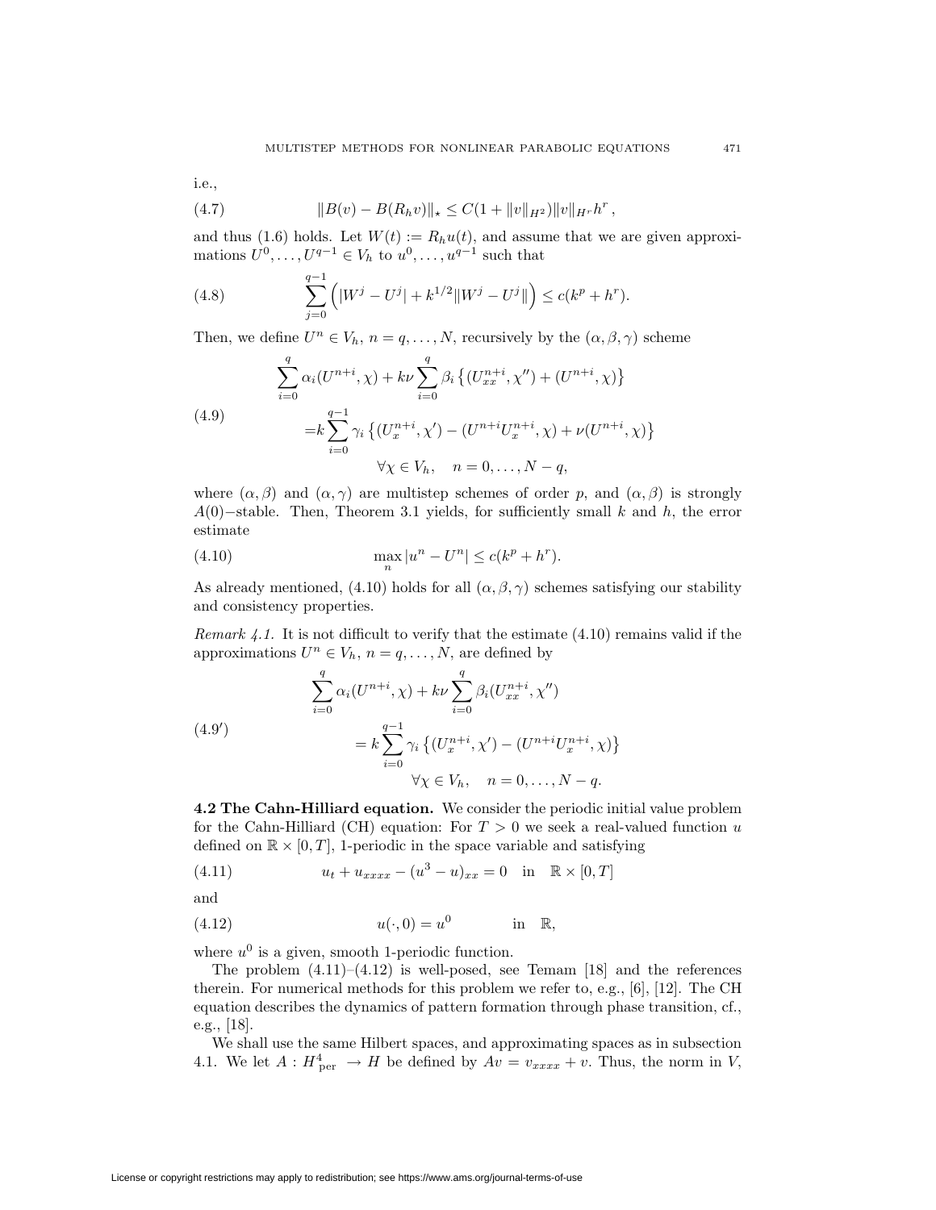i.e.,

$$\|B(v) - B(R_h v)\|_\star \le C(1 + \|v\|_{H^2})\|v\|_{H^r} h^r \,, \tag{4.7}$$

and thus (1.6) holds. Let $W(t) := R_h u(t)$, and assume that we are given approximations $U^0, \dots, U^{q-1} \in V_h$ to $u^0, \dots, u^{q-1}$ such that

$$\sum_{j=0}^{q-1} \Big( |W^j - U^j| + k^{1/2} \|W^j - U^j\| \Big) \le c(k^p + h^r). \tag{4.8}$$

Then, we define $U^n \in V_h$, $n = q, \dots, N$, recursively by the $(\alpha, \beta, \gamma)$ scheme

$$\tag{4.9} \begin{aligned} \sum_{i=0}^{q} \alpha_i (U^{n+i}, \chi) + k\nu \sum_{i=0}^{q} \beta_i \left\{ (U^{n+i}_{xx}, \chi'') + (U^{n+i}, \chi) \right\} \\ = k \sum_{i=0}^{q-1} \gamma_i \left\{ (U^{n+i}_x, \chi') - (U^{n+i} U^{n+i}_x, \chi) + \nu (U^{n+i}, \chi) \right\} \\ \forall \chi \in V_h, \quad n = 0, \dots, N-q, \end{aligned}$$

where $(\alpha, \beta)$ and $(\alpha, \gamma)$ are multistep schemes of order $p$, and $(\alpha, \beta)$ is strongly $A(0)-$stable. Then, Theorem 3.1 yields, for sufficiently small $k$ and $h$, the error estimate

$$\max_n |u^n - U^n| \le c(k^p + h^r). \tag{4.10}$$

As already mentioned, (4.10) holds for all $(\alpha, \beta, \gamma)$ schemes satisfying our stability and consistency properties.

*Remark 4.1.* It is not difficult to verify that the estimate (4.10) remains valid if the approximations $U^n \in V_h$, $n = q, \dots, N$, are defined by

$$\tag{4.9'} \begin{aligned} \sum_{i=0}^{q} \alpha_i (U^{n+i}, \chi) + k\nu \sum_{i=0}^{q} \beta_i (U^{n+i}_{xx}, \chi'') \\ = k \sum_{i=0}^{q-1} \gamma_i \left\{ (U^{n+i}_x, \chi') - (U^{n+i} U^{n+i}_x, \chi) \right\} \\ \forall \chi \in V_h, \quad n = 0, \dots, N-q. \end{aligned}$$

**4.2 The Cahn-Hilliard equation.** We consider the periodic initial value problem for the Cahn-Hilliard (CH) equation: For $T > 0$ we seek a real-valued function $u$ defined on $\mathbb{R} \times [0, T]$, 1-periodic in the space variable and satisfying

$$u_t + u_{xxxx} - (u^3 - u)_{xx} = 0 \quad \text{in} \quad \mathbb{R} \times [0, T] \tag{4.11}$$

and

$$u(\cdot, 0) = u^0 \qquad \text{in} \quad \mathbb{R}, \tag{4.12}$$

where $u^0$ is a given, smooth 1-periodic function.

The problem (4.11)–(4.12) is well-posed, see Temam [18] and the references therein. For numerical methods for this problem we refer to, e.g., [6], [12]. The CH equation describes the dynamics of pattern formation through phase transition, cf., e.g., [18].

We shall use the same Hilbert spaces, and approximating spaces as in subsection 4.1. We let $A : H^4_{\text{per}} \to H$ be defined by $Av = v_{xxxx} + v$. Thus, the norm in $V$,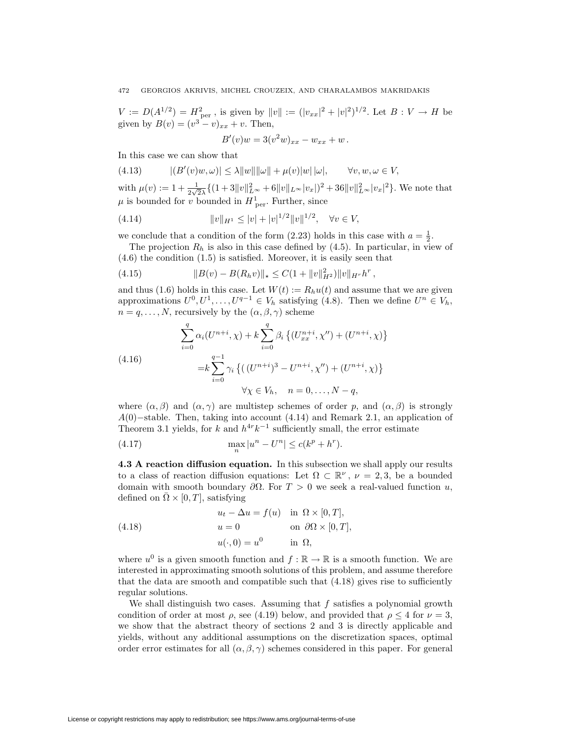$V := D(A^{1/2}) = H^2_{\text{per}}$, is given by $\|v\| := (|v_{xx}|^2 + |v|^2)^{1/2}$. Let $B : V \to H$ be given by $B(v) = (v^3 - v)_{xx} + v$. Then,

$$B'(v)w = 3(v^2 w)_{xx} - w_{xx} + w\,.$$

In this case we can show that

$$|(B'(v)w, \omega)| \le \lambda \|w\| \|\omega\| + \mu(v)|w|\,|\omega|, \qquad \forall v, w, \omega \in V, \tag{4.13}$$

with $\mu(v) := 1 + \frac{1}{2\sqrt{2}\lambda}\{(1 + 3\|v\|^2_{L^\infty} + 6\|v\|_{L^\infty}|v_x|)^2 + 36\|v\|^2_{L^\infty}|v_x|^2\}$. We note that $\mu$ is bounded for $v$ bounded in $H^1_{\text{per}}$. Further, since

$$\|v\|_{H^1} \le |v| + |v|^{1/2}\|v\|^{1/2}, \quad \forall v \in V, \tag{4.14}$$

we conclude that a condition of the form (2.23) holds in this case with $a = \frac{1}{2}$.

The projection $R_h$ is also in this case defined by (4.5). In particular, in view of (4.6) the condition (1.5) is satisfied. Moreover, it is easily seen that

$$\|B(v) - B(R_h v)\|_\star \le C(1 + \|v\|^2_{H^2})\|v\|_{H^r} h^r\,, \tag{4.15}$$

and thus (1.6) holds in this case. Let $W(t) := R_h u(t)$ and assume that we are given approximations $U^0, U^1, \dots, U^{q-1} \in V_h$ satisfying (4.8). Then we define $U^n \in V_h$, $n = q, \dots, N$, recursively by the $(\alpha, \beta, \gamma)$ scheme

$$\begin{aligned}
\sum_{i=0}^{q} \alpha_i (U^{n+i}, \chi) + k \sum_{i=0}^{q} \beta_i \left\{ (U^{n+i}_{xx}, \chi'') + (U^{n+i}, \chi) \right\} \\
= k \sum_{i=0}^{q-1} \gamma_i \left\{ ( (U^{n+i})^3 - U^{n+i}, \chi'') + (U^{n+i}, \chi) \right\} \\
\forall \chi \in V_h, \quad n = 0, \dots, N - q,
\end{aligned} \tag{4.16}$$

where $(\alpha, \beta)$ and $(\alpha, \gamma)$ are multistep schemes of order $p$, and $(\alpha, \beta)$ is strongly $A(0)-$stable. Then, taking into account (4.14) and Remark 2.1, an application of Theorem 3.1 yields, for $k$ and $h^{4r}k^{-1}$ sufficiently small, the error estimate

$$\max_n |u^n - U^n| \le c(k^p + h^r). \tag{4.17}$$

**4.3 A reaction diffusion equation.** In this subsection we shall apply our results to a class of reaction diffusion equations: Let $\Omega \subset \mathbb{R}^\nu$, $\nu = 2, 3$, be a bounded domain with smooth boundary $\partial\Omega$. For $T > 0$ we seek a real-valued function $u$, defined on $\bar{\Omega} \times [0, T]$, satisfying

$$\begin{aligned}
u_t - \Delta u &= f(u) && \text{in } \Omega \times [0, T], \\
u &= 0 && \text{on } \partial\Omega \times [0, T], \\
u(\cdot, 0) &= u^0 && \text{in } \Omega,
\end{aligned} \tag{4.18}$$

where $u^0$ is a given smooth function and $f : \mathbb{R} \to \mathbb{R}$ is a smooth function. We are interested in approximating smooth solutions of this problem, and assume therefore that the data are smooth and compatible such that (4.18) gives rise to sufficiently regular solutions.

We shall distinguish two cases. Assuming that $f$ satisfies a polynomial growth condition of order at most $\rho$, see (4.19) below, and provided that $\rho \le 4$ for $\nu = 3$, we show that the abstract theory of sections 2 and 3 is directly applicable and yields, without any additional assumptions on the discretization spaces, optimal order error estimates for all $(\alpha, \beta, \gamma)$ schemes considered in this paper. For general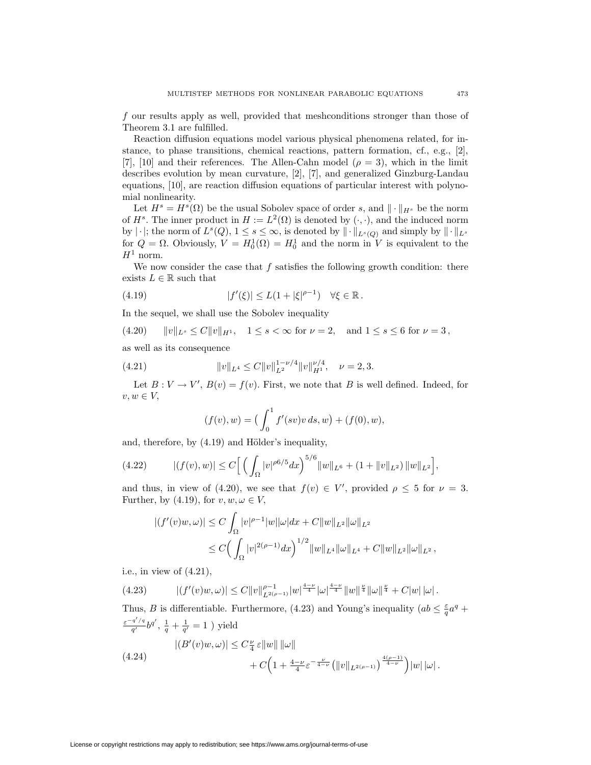$f$ our results apply as well, provided that meshconditions stronger than those of Theorem 3.1 are fulfilled.

Reaction diffusion equations model various physical phenomena related, for instance, to phase transitions, chemical reactions, pattern formation, cf., e.g., [2], [7], [10] and their references. The Allen-Cahn model ($\rho = 3$), which in the limit describes evolution by mean curvature, [2], [7], and generalized Ginzburg-Landau equations, [10], are reaction diffusion equations of particular interest with polynomial nonlinearity.

Let $H^s = H^s(\Omega)$ be the usual Sobolev space of order $s$, and $\|\cdot\|_{H^s}$ be the norm of $H^s$. The inner product in $H := L^2(\Omega)$ is denoted by $(\cdot,\cdot)$, and the induced norm by $|\cdot|$; the norm of $L^s(Q)$, $1 \le s \le \infty$, is denoted by $\|\cdot\|_{L^s(Q)}$ and simply by $\|\cdot\|_{L^s}$ for $Q = \Omega$. Obviously, $V = H_0^1(\Omega) = H_0^1$ and the norm in $V$ is equivalent to the $H^1$ norm.

We now consider the case that $f$ satisfies the following growth condition: there exists $L \in \mathbb{R}$ such that

$$|f'(\xi)| \le L(1 + |\xi|^{\rho-1}) \quad \forall \xi \in \mathbb{R}. \tag{4.19}$$

In the sequel, we shall use the Sobolev inequality

$$\|v\|_{L^s} \le C\|v\|_{H^1}, \quad 1 \le s < \infty \text{ for } \nu = 2, \quad \text{and } 1 \le s \le 6 \text{ for } \nu = 3, \tag{4.20}$$

as well as its consequence

$$\|v\|_{L^4} \le C\|v\|_{L^2}^{1-\nu/4}\|v\|_{H^1}^{\nu/4}, \quad \nu = 2, 3. \tag{4.21}$$

Let $B : V \to V'$, $B(v) = f(v)$. First, we note that $B$ is well defined. Indeed, for $v, w \in V$,

$$(f(v), w) = \Big(\int_0^1 f'(sv)v\,ds, w\Big) + (f(0), w),$$

and, therefore, by (4.19) and Hölder's inequality,

$$|(f(v), w)| \le C\Big[\Big(\int_\Omega |v|^{\rho 6/5}dx\Big)^{5/6}\|w\|_{L^6} + (1 + \|v\|_{L^2})\,\|w\|_{L^2}\Big], \tag{4.22}$$

and thus, in view of (4.20), we see that $f(v) \in V'$, provided $\rho \le 5$ for $\nu = 3$. Further, by (4.19), for $v, w, \omega \in V$,

$$\begin{aligned}
|(f'(v)w, \omega)| &\le C\int_\Omega |v|^{\rho-1}|w||\omega|dx + C\|w\|_{L^2}\|\omega\|_{L^2}\\
&\le C\Big(\int_\Omega |v|^{2(\rho-1)}dx\Big)^{1/2}\|w\|_{L^4}\|\omega\|_{L^4} + C\|w\|_{L^2}\|\omega\|_{L^2},
\end{aligned}$$

i.e., in view of (4.21),

$$|(f'(v)w, \omega)| \le C\|v\|_{L^{2(\rho-1)}}^{\rho-1}|w|^{\frac{4-\nu}{4}}|\omega|^{\frac{4-\nu}{4}}\|w\|^{\frac{\nu}{4}}\|\omega\|^{\frac{\nu}{4}} + C|w|\,|\omega|. \tag{4.23}$$

Thus, $B$ is differentiable. Furthermore, (4.23) and Young's inequality ($ab \le \frac{\varepsilon}{q}a^q + \frac{\varepsilon^{-q'/q}}{q'}b^{q'}$, $\frac{1}{q} + \frac{1}{q'} = 1$ ) yield

$$\begin{aligned}
|(B'(v)w, \omega)| &\le C\tfrac{\nu}{4}\,\varepsilon\|w\|\,\|\omega\|\\
&\quad + C\Big(1 + \tfrac{4-\nu}{4}\varepsilon^{-\frac{\nu}{4-\nu}}\big(\|v\|_{L^{2(\rho-1)}}\big)^{\frac{4(\rho-1)}{4-\nu}}\Big)|w|\,|\omega|.
\end{aligned} \tag{4.24}$$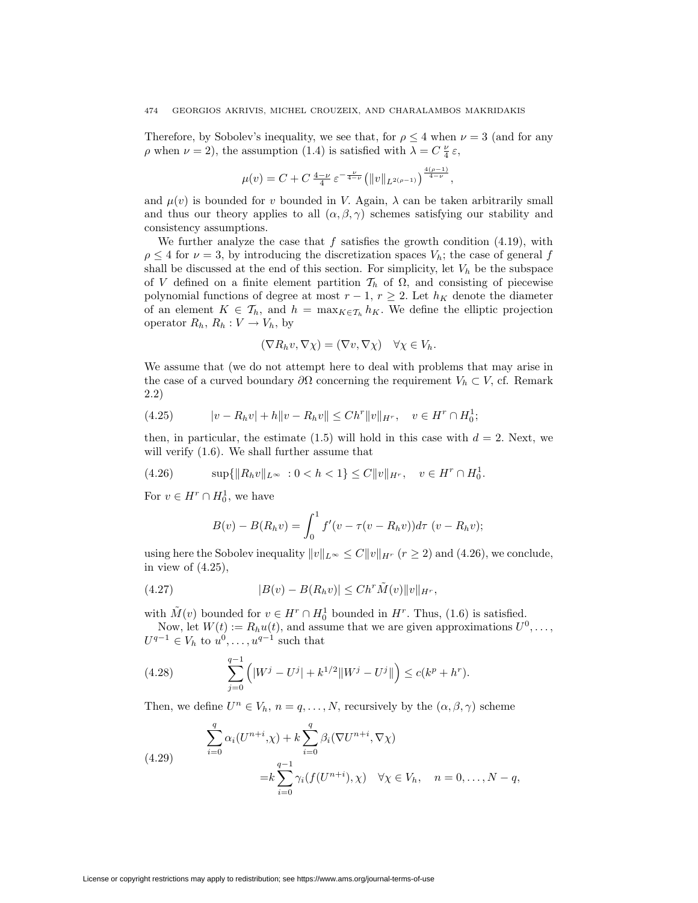Therefore, by Sobolev's inequality, we see that, for $\rho \le 4$ when $\nu = 3$ (and for any $\rho$ when $\nu = 2$), the assumption (1.4) is satisfied with $\lambda = C\,\frac{\nu}{4}\,\varepsilon$,

$$\mu(v) = C + C\,\frac{4-\nu}{4}\,\varepsilon^{-\frac{\nu}{4-\nu}}\left(\|v\|_{L^{2(\rho-1)}}\right)^{\frac{4(\rho-1)}{4-\nu}},$$

and $\mu(v)$ is bounded for $v$ bounded in $V$. Again, $\lambda$ can be taken arbitrarily small and thus our theory applies to all $(\alpha, \beta, \gamma)$ schemes satisfying our stability and consistency assumptions.

We further analyze the case that $f$ satisfies the growth condition (4.19), with $\rho \le 4$ for $\nu = 3$, by introducing the discretization spaces $V_h$; the case of general $f$ shall be discussed at the end of this section. For simplicity, let $V_h$ be the subspace of $V$ defined on a finite element partition $\mathcal{T}_h$ of $\Omega$, and consisting of piecewise polynomial functions of degree at most $r-1$, $r \ge 2$. Let $h_K$ denote the diameter of an element $K \in \mathcal{T}_h$, and $h = \max_{K\in\mathcal{T}_h} h_K$. We define the elliptic projection operator $R_h$, $R_h : V \to V_h$, by

$$(\nabla R_h v, \nabla \chi) = (\nabla v, \nabla \chi) \quad \forall \chi \in V_h.$$

We assume that (we do not attempt here to deal with problems that may arise in the case of a curved boundary $\partial\Omega$ concerning the requirement $V_h \subset V$, cf. Remark 2.2)

$$|v - R_h v| + h\|v - R_h v\| \le C h^r \|v\|_{H^r}, \quad v \in H^r \cap H^1_0; \tag{4.25}$$

then, in particular, the estimate (1.5) will hold in this case with $d = 2$. Next, we will verify (1.6). We shall further assume that

$$\sup\{\|R_h v\|_{L^\infty} \; : 0 < h < 1\} \le C\|v\|_{H^r}, \quad v \in H^r \cap H^1_0. \tag{4.26}$$

For $v \in H^r \cap H^1_0$, we have

$$B(v) - B(R_h v) = \int_0^1 f'(v - \tau(v - R_h v))d\tau \;(v - R_h v);$$

using here the Sobolev inequality $\|v\|_{L^\infty} \le C\|v\|_{H^r}$ $(r \ge 2)$ and (4.26), we conclude, in view of (4.25),

$$|B(v) - B(R_h v)| \le C h^r \tilde{M}(v)\|v\|_{H^r}, \tag{4.27}$$

with $\tilde{M}(v)$ bounded for $v \in H^r \cap H^1_0$ bounded in $H^r$. Thus, (1.6) is satisfied.

Now, let $W(t) := R_h u(t)$, and assume that we are given approximations $U^0, \dots, U^{q-1} \in V_h$ to $u^0, \dots, u^{q-1}$ such that

$$\sum_{j=0}^{q-1}\Big(|W^j - U^j| + k^{1/2}\|W^j - U^j\|\Big) \le c(k^p + h^r). \tag{4.28}$$

Then, we define $U^n \in V_h$, $n = q, \dots, N$, recursively by the $(\alpha, \beta, \gamma)$ scheme

$$\begin{aligned}\sum_{i=0}^{q}\alpha_i(U^{n+i},\chi) &+ k\sum_{i=0}^{q}\beta_i(\nabla U^{n+i}, \nabla\chi)\\ &= k\sum_{i=0}^{q-1}\gamma_i(f(U^{n+i}),\chi) \quad \forall \chi \in V_h, \quad n = 0, \dots, N-q,\end{aligned} \tag{4.29}$$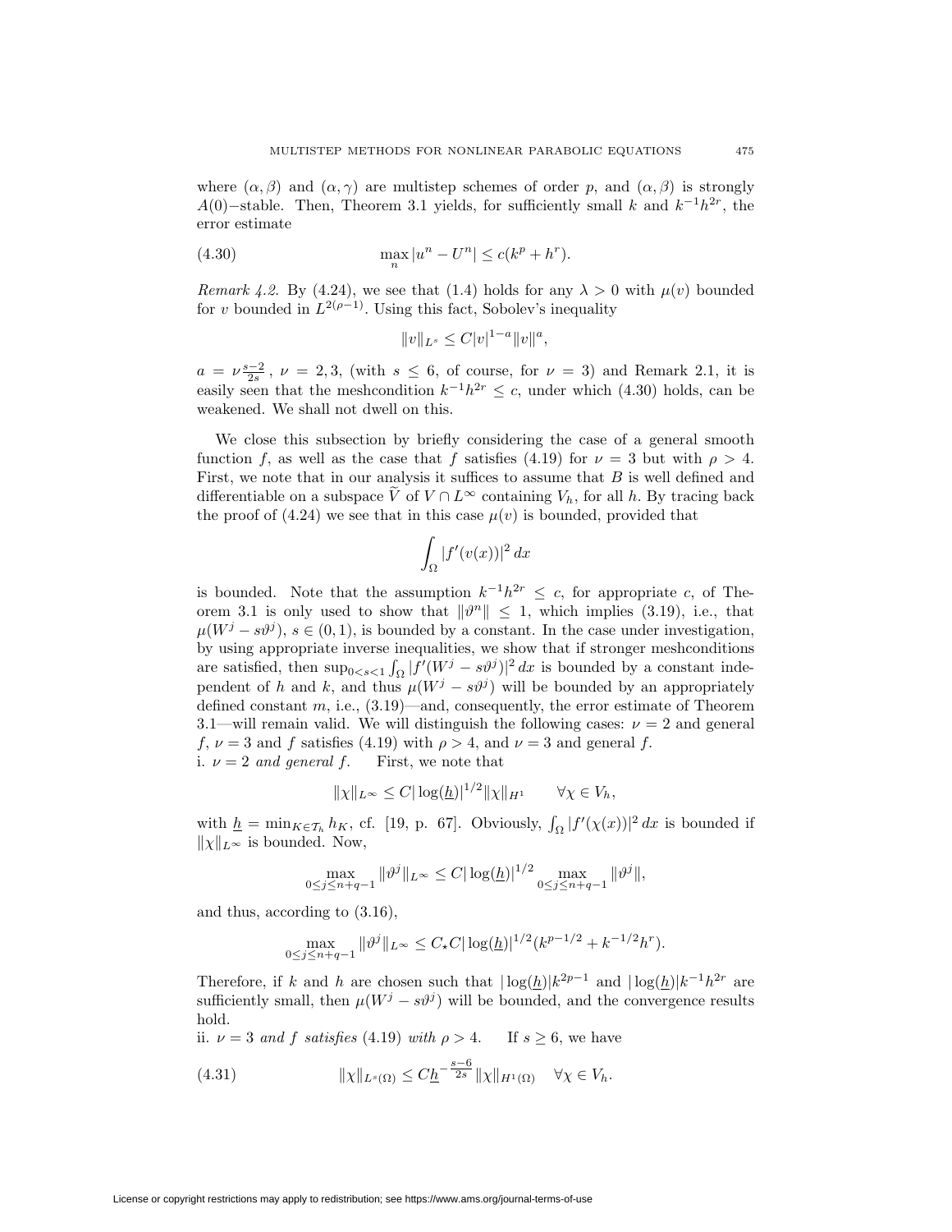where $(\alpha, \beta)$ and $(\alpha, \gamma)$ are multistep schemes of order $p$, and $(\alpha, \beta)$ is strongly $A(0)-$stable. Then, Theorem 3.1 yields, for sufficiently small $k$ and $k^{-1}h^{2r}$, the error estimate

$$\max_n |u^n - U^n| \le c(k^p + h^r). \tag{4.30}$$

*Remark 4.2.* By (4.24), we see that (1.4) holds for any $\lambda > 0$ with $\mu(v)$ bounded for $v$ bounded in $L^{2(\rho-1)}$. Using this fact, Sobolev's inequality

$$\|v\|_{L^s} \le C|v|^{1-a}\|v\|^a,$$

$a = \nu\frac{s-2}{2s}$, $\nu = 2, 3$, (with $s \le 6$, of course, for $\nu = 3$) and Remark 2.1, it is easily seen that the meshcondition $k^{-1}h^{2r} \le c$, under which (4.30) holds, can be weakened. We shall not dwell on this.

We close this subsection by briefly considering the case of a general smooth function $f$, as well as the case that $f$ satisfies (4.19) for $\nu = 3$ but with $\rho > 4$. First, we note that in our analysis it suffices to assume that $B$ is well defined and differentiable on a subspace $\widetilde{V}$ of $V \cap L^\infty$ containing $V_h$, for all $h$. By tracing back the proof of (4.24) we see that in this case $\mu(v)$ is bounded, provided that

$$\int_\Omega |f'(v(x))|^2\,dx$$

is bounded. Note that the assumption $k^{-1}h^{2r} \le c$, for appropriate $c$, of Theorem 3.1 is only used to show that $\|\vartheta^n\| \le 1$, which implies (3.19), i.e., that $\mu(W^j - s\vartheta^j)$, $s \in (0,1)$, is bounded by a constant. In the case under investigation, by using appropriate inverse inequalities, we show that if stronger meshconditions are satisfied, then $\sup_{0<s<1}\int_\Omega |f'(W^j - s\vartheta^j)|^2\,dx$ is bounded by a constant independent of $h$ and $k$, and thus $\mu(W^j - s\vartheta^j)$ will be bounded by an appropriately defined constant $m$, i.e., (3.19)—and, consequently, the error estimate of Theorem 3.1—will remain valid. We will distinguish the following cases: $\nu = 2$ and general $f$, $\nu = 3$ and $f$ satisfies (4.19) with $\rho > 4$, and $\nu = 3$ and general $f$.

i. $\nu = 2$ *and general* $f$. First, we note that

$$\|\chi\|_{L^\infty} \le C|\log(\underline{h})|^{1/2}\|\chi\|_{H^1} \qquad \forall \chi \in V_h,$$

with $\underline{h} = \min_{K\in\mathcal{T}_h} h_K$, cf. [19, p. 67]. Obviously, $\int_\Omega |f'(\chi(x))|^2\,dx$ is bounded if $\|\chi\|_{L^\infty}$ is bounded. Now,

$$\max_{0\le j\le n+q-1}\|\vartheta^j\|_{L^\infty} \le C|\log(\underline{h})|^{1/2}\max_{0\le j\le n+q-1}\|\vartheta^j\|,$$

and thus, according to (3.16),

$$\max_{0\le j\le n+q-1}\|\vartheta^j\|_{L^\infty} \le C_\star C|\log(\underline{h})|^{1/2}(k^{p-1/2} + k^{-1/2}h^r).$$

Therefore, if $k$ and $h$ are chosen such that $|\log(\underline{h})|k^{2p-1}$ and $|\log(\underline{h})|k^{-1}h^{2r}$ are sufficiently small, then $\mu(W^j - s\vartheta^j)$ will be bounded, and the convergence results hold.

ii. $\nu = 3$ *and* $f$ *satisfies* (4.19) *with* $\rho > 4$. If $s \ge 6$, we have

$$\|\chi\|_{L^s(\Omega)} \le C\underline{h}^{-\frac{s-6}{2s}}\|\chi\|_{H^1(\Omega)} \quad \forall \chi \in V_h. \tag{4.31}$$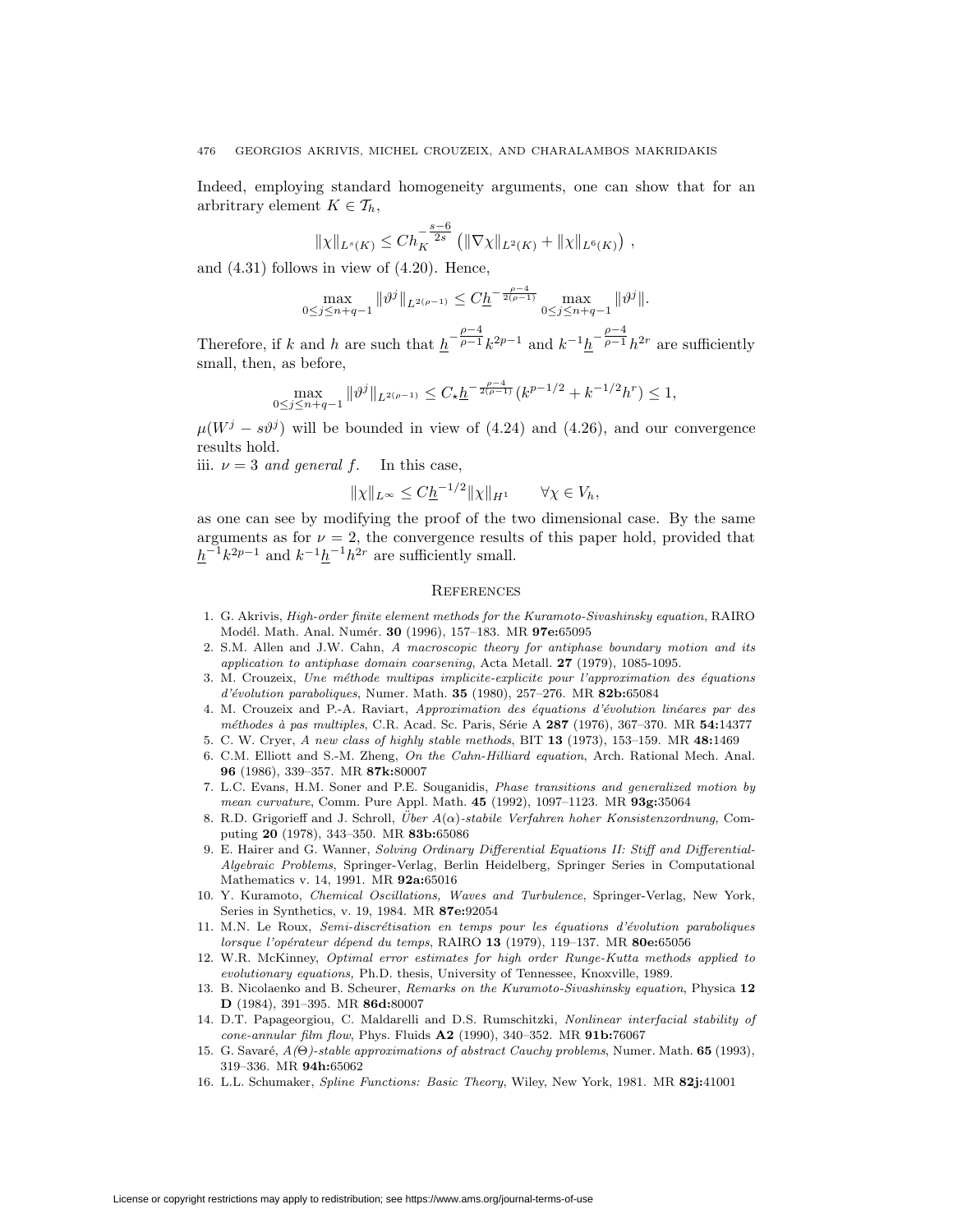Indeed, employing standard homogeneity arguments, one can show that for an arbitrary element $K \in \mathcal{T}_h$,

$$\|\chi\|_{L^s(K)} \le C h_K^{-\frac{s-6}{2s}} \left( \|\nabla \chi\|_{L^2(K)} + \|\chi\|_{L^6(K)} \right),$$

and (4.31) follows in view of (4.20). Hence,

$$\max_{0 \le j \le n+q-1} \|\vartheta^j\|_{L^{2(\rho-1)}} \le C \underline{h}^{-\frac{\rho-4}{2(\rho-1)}} \max_{0 \le j \le n+q-1} \|\vartheta^j\|.$$

Therefore, if $k$ and $h$ are such that $\underline{h}^{-\frac{\rho-4}{\rho-1}} k^{2p-1}$ and $k^{-1} \underline{h}^{-\frac{\rho-4}{\rho-1}} h^{2r}$ are sufficiently small, then, as before,

$$\max_{0 \le j \le n+q-1} \|\vartheta^j\|_{L^{2(\rho-1)}} \le C_\star \underline{h}^{-\frac{\rho-4}{2(\rho-1)}} (k^{p-1/2} + k^{-1/2} h^r) \le 1,$$

$\mu(W^j - s\vartheta^j)$ will be bounded in view of (4.24) and (4.26), and our convergence results hold.

iii. *$\nu = 3$ and general $f$.* In this case,

$$\|\chi\|_{L^\infty} \le C \underline{h}^{-1/2} \|\chi\|_{H^1} \qquad \forall \chi \in V_h,$$

as one can see by modifying the proof of the two dimensional case. By the same arguments as for $\nu = 2$, the convergence results of this paper hold, provided that $\underline{h}^{-1} k^{2p-1}$ and $k^{-1} \underline{h}^{-1} h^{2r}$ are sufficiently small.

## References

1. G. Akrivis, *High-order finite element methods for the Kuramoto-Sivashinsky equation*, RAIRO Modél. Math. Anal. Numér. **30** (1996), 157–183. MR **97e:**65095
2. S.M. Allen and J.W. Cahn, *A macroscopic theory for antiphase boundary motion and its application to antiphase domain coarsening*, Acta Metall. **27** (1979), 1085-1095.
3. M. Crouzeix, *Une méthode multipas implicite-explicite pour l'approximation des équations d'évolution paraboliques*, Numer. Math. **35** (1980), 257–276. MR **82b:**65084
4. M. Crouzeix and P.-A. Raviart, *Approximation des équations d'évolution linéares par des méthodes à pas multiples*, C.R. Acad. Sc. Paris, Série A **287** (1976), 367–370. MR **54:**14377
5. C. W. Cryer, *A new class of highly stable methods*, BIT **13** (1973), 153–159. MR **48:**1469
6. C.M. Elliott and S.-M. Zheng, *On the Cahn-Hilliard equation*, Arch. Rational Mech. Anal. **96** (1986), 339–357. MR **87k:**80007
7. L.C. Evans, H.M. Soner and P.E. Souganidis, *Phase transitions and generalized motion by mean curvature*, Comm. Pure Appl. Math. **45** (1992), 1097–1123. MR **93g:**35064
8. R.D. Grigorieff and J. Schroll, *Über $A(\alpha)$-stabile Verfahren hoher Konsistenzordnung*, Computing **20** (1978), 343–350. MR **83b:**65086
9. E. Hairer and G. Wanner, *Solving Ordinary Differential Equations II: Stiff and Differential-Algebraic Problems*, Springer-Verlag, Berlin Heidelberg, Springer Series in Computational Mathematics v. 14, 1991. MR **92a:**65016
10. Y. Kuramoto, *Chemical Oscillations, Waves and Turbulence*, Springer-Verlag, New York, Series in Synthetics, v. 19, 1984. MR **87e:**92054
11. M.N. Le Roux, *Semi-discrétisation en temps pour les équations d'évolution paraboliques lorsque l'opérateur dépend du temps*, RAIRO **13** (1979), 119–137. MR **80e:**65056
12. W.R. McKinney, *Optimal error estimates for high order Runge-Kutta methods applied to evolutionary equations,* Ph.D. thesis, University of Tennessee, Knoxville, 1989.
13. B. Nicolaenko and B. Scheurer, *Remarks on the Kuramoto-Sivashinsky equation*, Physica **12 D** (1984), 391–395. MR **86d:**80007
14. D.T. Papageorgiou, C. Maldarelli and D.S. Rumschitzki, *Nonlinear interfacial stability of cone-annular film flow*, Phys. Fluids **A2** (1990), 340–352. MR **91b:**76067
15. G. Savaré, *$A(\Theta)$-stable approximations of abstract Cauchy problems*, Numer. Math. **65** (1993), 319–336. MR **94h:**65062
16. L.L. Schumaker, *Spline Functions: Basic Theory*, Wiley, New York, 1981. MR **82j:**41001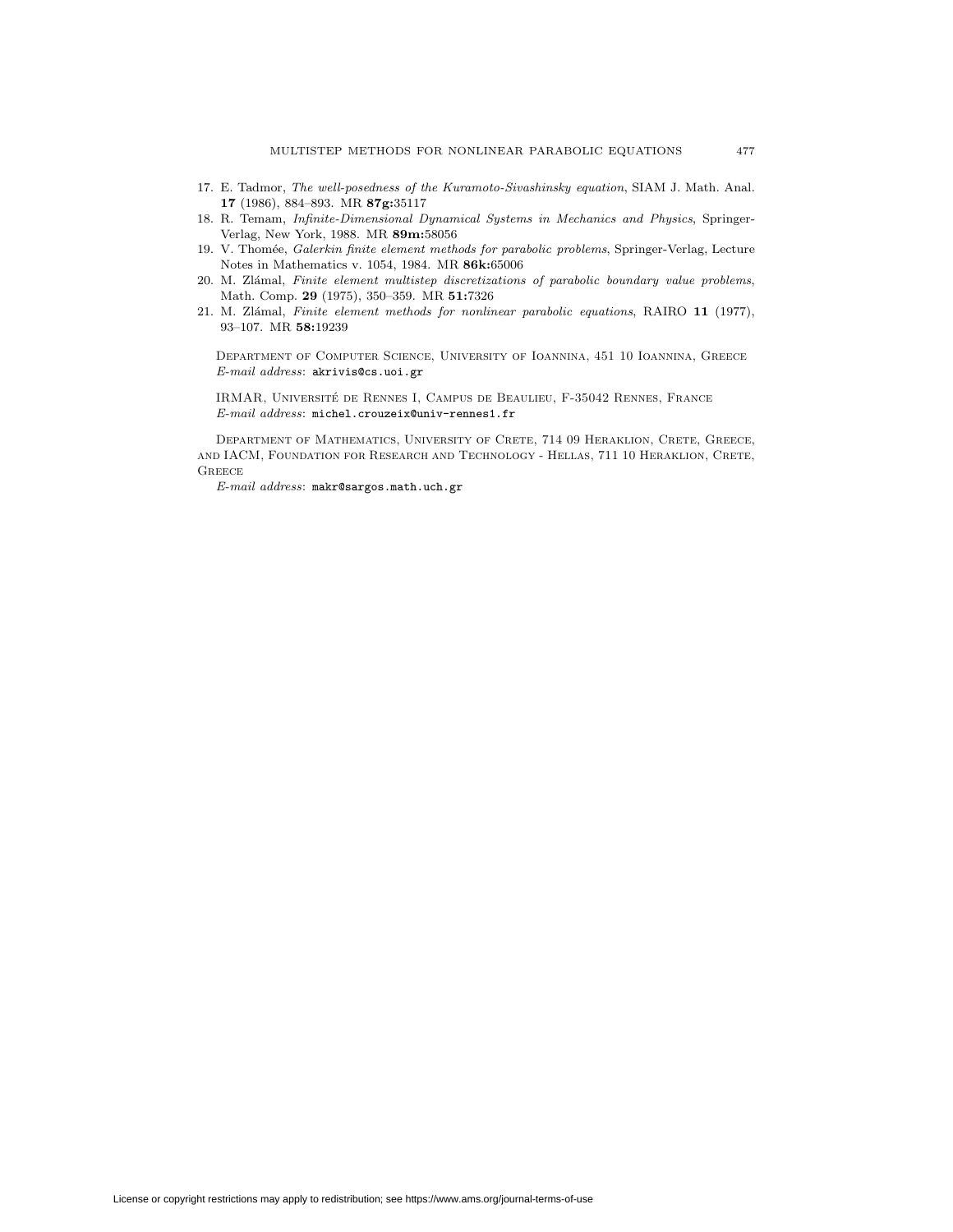17. E. Tadmor, *The well-posedness of the Kuramoto-Sivashinsky equation*, SIAM J. Math. Anal. **17** (1986), 884–893. MR **87g:**35117
18. R. Temam, *Infinite-Dimensional Dynamical Systems in Mechanics and Physics*, Springer-Verlag, New York, 1988. MR **89m:**58056
19. V. Thomée, *Galerkin finite element methods for parabolic problems*, Springer-Verlag, Lecture Notes in Mathematics v. 1054, 1984. MR **86k:**65006
20. M. Zlámal, *Finite element multistep discretizations of parabolic boundary value problems*, Math. Comp. **29** (1975), 350–359. MR **51:**7326
21. M. Zlámal, *Finite element methods for nonlinear parabolic equations*, RAIRO **11** (1977), 93–107. MR **58:**19239

Department of Computer Science, University of Ioannina, 451 10 Ioannina, Greece
*E-mail address*: akrivis@cs.uoi.gr

IRMAR, Université de Rennes I, Campus de Beaulieu, F-35042 Rennes, France
*E-mail address*: michel.crouzeix@univ-rennes1.fr

Department of Mathematics, University of Crete, 714 09 Heraklion, Crete, Greece, and IACM, Foundation for Research and Technology - Hellas, 711 10 Heraklion, Crete, Greece
*E-mail address*: makr@sargos.math.uch.gr